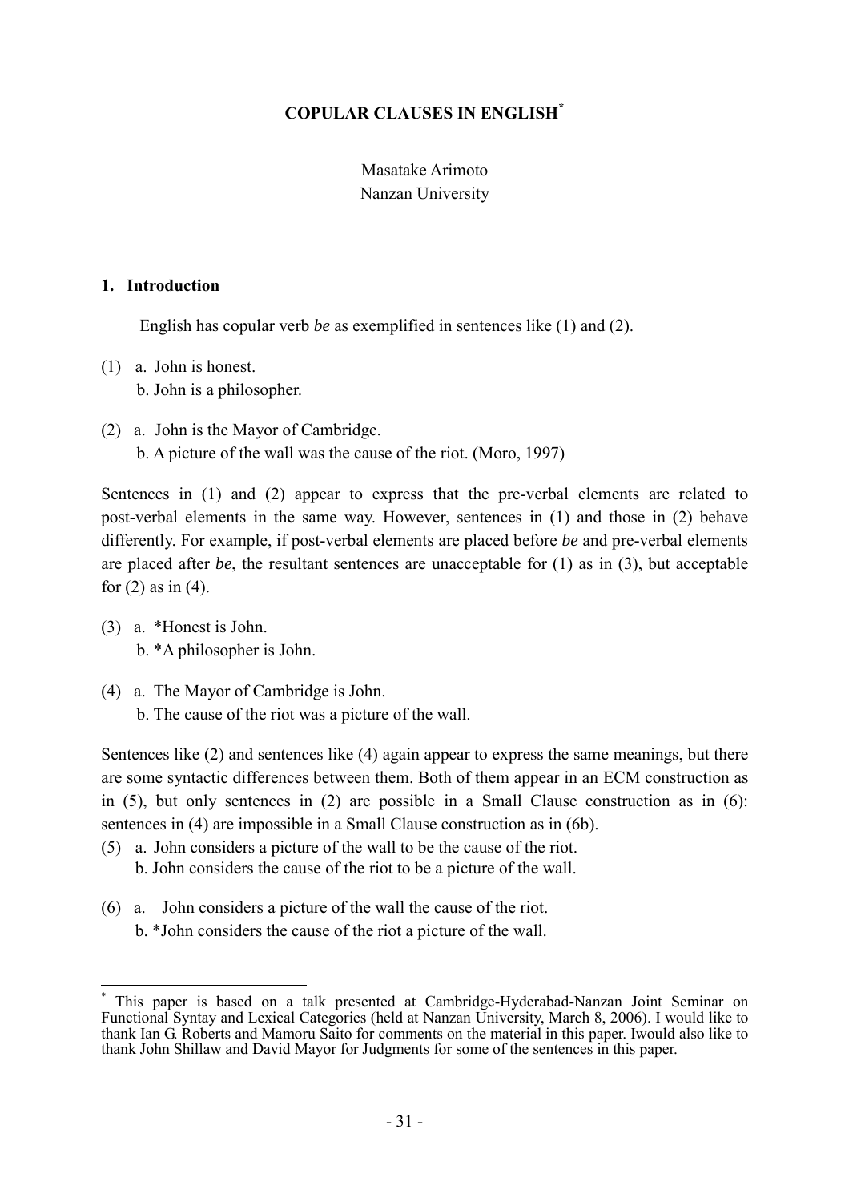# COPULAR CLAUSES IN ENGLISH[*]

Masatake Arimoto
Nanzan University

## 1. Introduction

English has copular verb *be* as exemplified in sentences like (1) and (2).

(1) a. John is honest.
    b. John is a philosopher.

(2) a. John is the Mayor of Cambridge.
    b. A picture of the wall was the cause of the riot. (Moro, 1997)

Sentences in (1) and (2) appear to express that the pre-verbal elements are related to post-verbal elements in the same way. However, sentences in (1) and those in (2) behave differently. For example, if post-verbal elements are placed before *be* and pre-verbal elements are placed after *be*, the resultant sentences are unacceptable for (1) as in (3), but acceptable for (2) as in (4).

(3) a. *Honest is John.
    b. *A philosopher is John.

(4) a. The Mayor of Cambridge is John.
    b. The cause of the riot was a picture of the wall.

Sentences like (2) and sentences like (4) again appear to express the same meanings, but there are some syntactic differences between them. Both of them appear in an ECM construction as in (5), but only sentences in (2) are possible in a Small Clause construction as in (6): sentences in (4) are impossible in a Small Clause construction as in (6b).

(5) a. John considers a picture of the wall to be the cause of the riot.
    b. John considers the cause of the riot to be a picture of the wall.

(6) a. John considers a picture of the wall the cause of the riot.
    b. *John considers the cause of the riot a picture of the wall.

---

[*] This paper is based on a talk presented at Cambridge-Hyderabad-Nanzan Joint Seminar on Functional Syntay and Lexical Categories (held at Nanzan University, March 8, 2006). I would like to thank Ian G. Roberts and Mamoru Saito for comments on the material in this paper. Iwould also like to thank John Shillaw and David Mayor for Judgments for some of the sentences in this paper.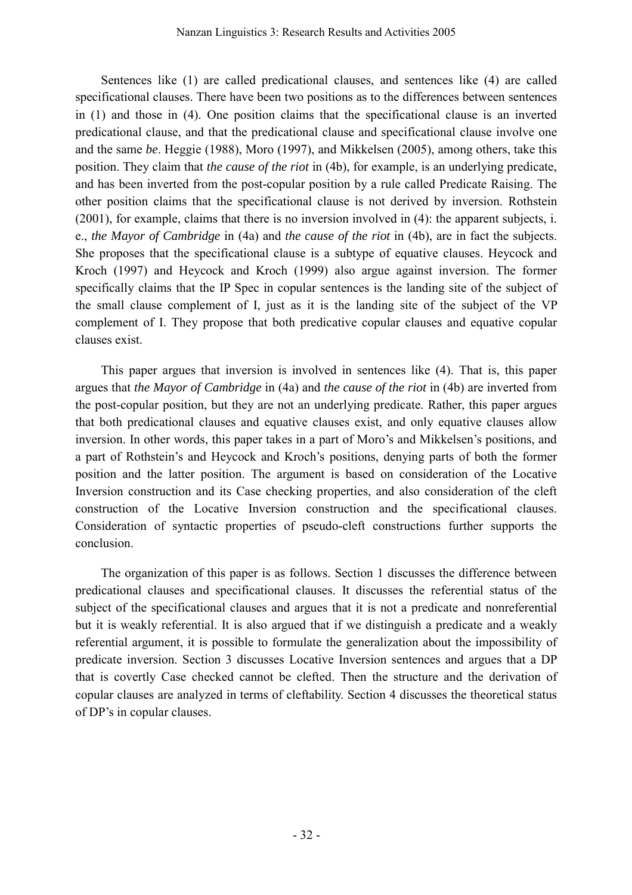Sentences like (1) are called predicational clauses, and sentences like (4) are called specificational clauses. There have been two positions as to the differences between sentences in (1) and those in (4). One position claims that the specificational clause is an inverted predicational clause, and that the predicational clause and specificational clause involve one and the same *be*. Heggie (1988), Moro (1997), and Mikkelsen (2005), among others, take this position. They claim that *the cause of the riot* in (4b), for example, is an underlying predicate, and has been inverted from the post-copular position by a rule called Predicate Raising. The other position claims that the specificational clause is not derived by inversion. Rothstein (2001), for example, claims that there is no inversion involved in (4): the apparent subjects, i. e., *the Mayor of Cambridge* in (4a) and *the cause of the riot* in (4b), are in fact the subjects. She proposes that the specificational clause is a subtype of equative clauses. Heycock and Kroch (1997) and Heycock and Kroch (1999) also argue against inversion. The former specifically claims that the IP Spec in copular sentences is the landing site of the subject of the small clause complement of I, just as it is the landing site of the subject of the VP complement of I. They propose that both predicative copular clauses and equative copular clauses exist.

This paper argues that inversion is involved in sentences like (4). That is, this paper argues that *the Mayor of Cambridge* in (4a) and *the cause of the riot* in (4b) are inverted from the post-copular position, but they are not an underlying predicate. Rather, this paper argues that both predicational clauses and equative clauses exist, and only equative clauses allow inversion. In other words, this paper takes in a part of Moro's and Mikkelsen's positions, and a part of Rothstein's and Heycock and Kroch's positions, denying parts of both the former position and the latter position. The argument is based on consideration of the Locative Inversion construction and its Case checking properties, and also consideration of the cleft construction of the Locative Inversion construction and the specificational clauses. Consideration of syntactic properties of pseudo-cleft constructions further supports the conclusion.

The organization of this paper is as follows. Section 1 discusses the difference between predicational clauses and specificational clauses. It discusses the referential status of the subject of the specificational clauses and argues that it is not a predicate and nonreferential but it is weakly referential. It is also argued that if we distinguish a predicate and a weakly referential argument, it is possible to formulate the generalization about the impossibility of predicate inversion. Section 3 discusses Locative Inversion sentences and argues that a DP that is covertly Case checked cannot be clefted. Then the structure and the derivation of copular clauses are analyzed in terms of cleftability. Section 4 discusses the theoretical status of DP's in copular clauses.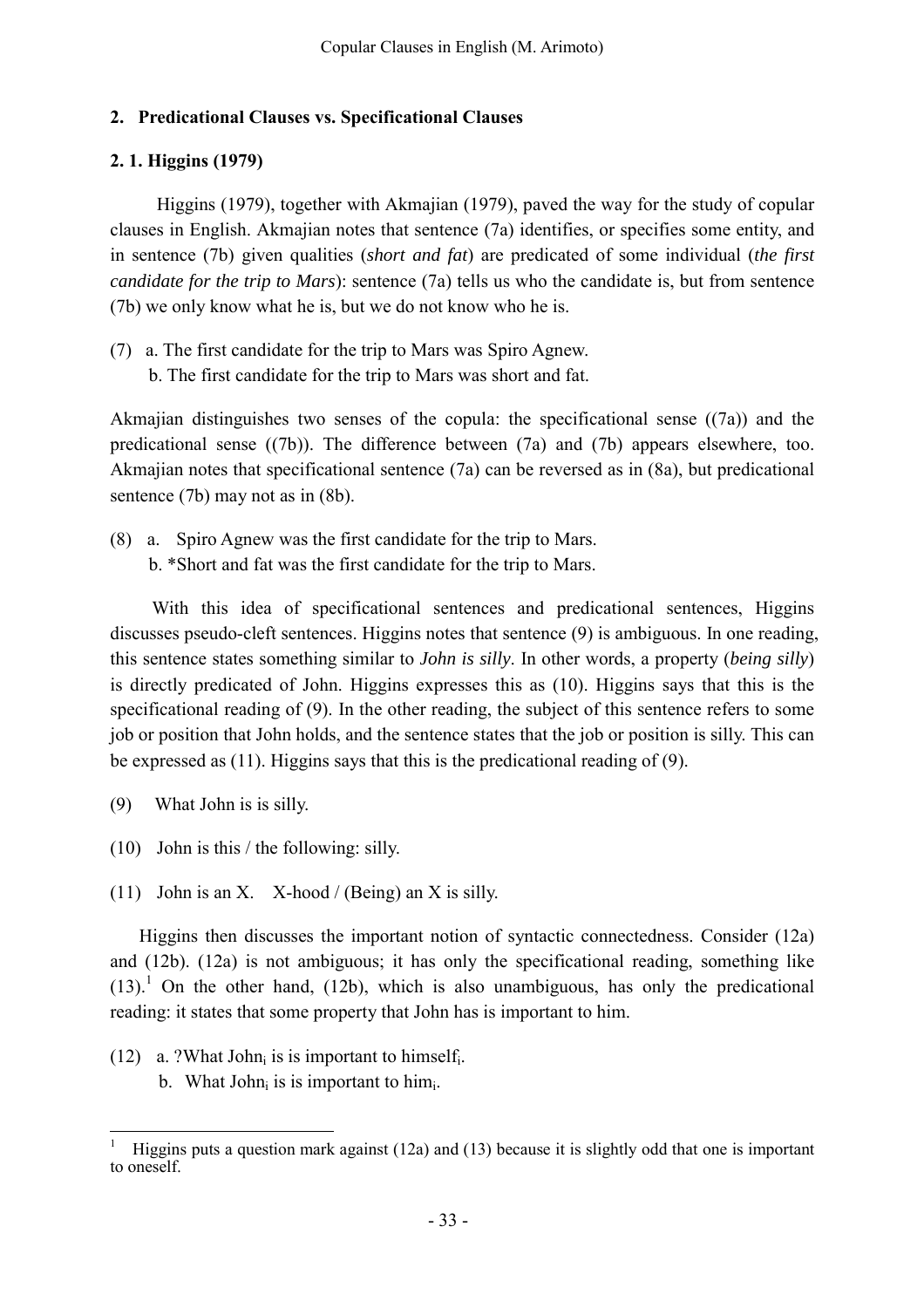## 2. Predicational Clauses vs. Specificational Clauses

### 2. 1. Higgins (1979)

Higgins (1979), together with Akmajian (1979), paved the way for the study of copular clauses in English. Akmajian notes that sentence (7a) identifies, or specifies some entity, and in sentence (7b) given qualities (*short and fat*) are predicated of some individual (*the first candidate for the trip to Mars*): sentence (7a) tells us who the candidate is, but from sentence (7b) we only know what he is, but we do not know who he is.

(7) a. The first candidate for the trip to Mars was Spiro Agnew.
    b. The first candidate for the trip to Mars was short and fat.

Akmajian distinguishes two senses of the copula: the specificational sense ((7a)) and the predicational sense ((7b)). The difference between (7a) and (7b) appears elsewhere, too. Akmajian notes that specificational sentence (7a) can be reversed as in (8a), but predicational sentence (7b) may not as in (8b).

(8) a. Spiro Agnew was the first candidate for the trip to Mars.
    b. *Short and fat was the first candidate for the trip to Mars.

With this idea of specificational sentences and predicational sentences, Higgins discusses pseudo-cleft sentences. Higgins notes that sentence (9) is ambiguous. In one reading, this sentence states something similar to *John is silly*. In other words, a property (*being silly*) is directly predicated of John. Higgins expresses this as (10). Higgins says that this is the specificational reading of (9). In the other reading, the subject of this sentence refers to some job or position that John holds, and the sentence states that the job or position is silly. This can be expressed as (11). Higgins says that this is the predicational reading of (9).

(9) What John is is silly.

(10) John is this / the following: silly.

(11) John is an X. X-hood / (Being) an X is silly.

Higgins then discusses the important notion of syntactic connectedness. Consider (12a) and (12b). (12a) is not ambiguous; it has only the specificational reading, something like (13).[1] On the other hand, (12b), which is also unambiguous, has only the predicational reading: it states that some property that John has is important to him.

(12) a. ?What $John_i$ is is important to $himself_i$.
     b. What $John_i$ is is important to $him_i$.

---

[1] Higgins puts a question mark against (12a) and (13) because it is slightly odd that one is important to oneself.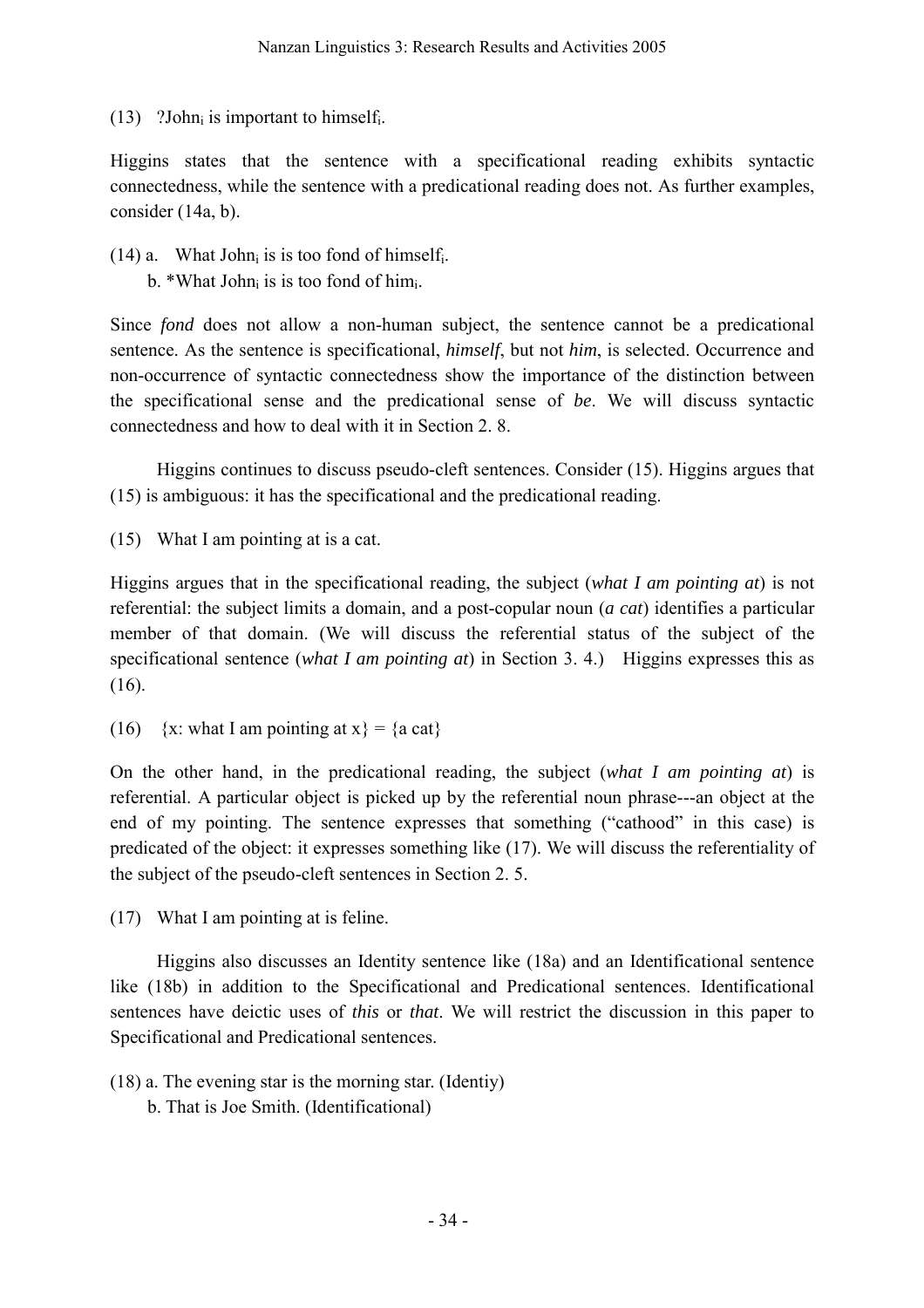(13) ?John$_i$ is important to himself$_i$.

Higgins states that the sentence with a specificational reading exhibits syntactic connectedness, while the sentence with a predicational reading does not. As further examples, consider (14a, b).

(14) a. What John$_i$ is is too fond of himself$_i$.
b. *What John$_i$ is is too fond of him$_i$.

Since *fond* does not allow a non-human subject, the sentence cannot be a predicational sentence. As the sentence is specificational, *himself*, but not *him*, is selected. Occurrence and non-occurrence of syntactic connectedness show the importance of the distinction between the specificational sense and the predicational sense of *be*. We will discuss syntactic connectedness and how to deal with it in Section 2. 8.

Higgins continues to discuss pseudo-cleft sentences. Consider (15). Higgins argues that (15) is ambiguous: it has the specificational and the predicational reading.

(15) What I am pointing at is a cat.

Higgins argues that in the specificational reading, the subject (*what I am pointing at*) is not referential: the subject limits a domain, and a post-copular noun (*a cat*) identifies a particular member of that domain. (We will discuss the referential status of the subject of the specificational sentence (*what I am pointing at*) in Section 3. 4.) Higgins expresses this as (16).

(16) {x: what I am pointing at x} = {a cat}

On the other hand, in the predicational reading, the subject (*what I am pointing at*) is referential. A particular object is picked up by the referential noun phrase---an object at the end of my pointing. The sentence expresses that something ("cathood" in this case) is predicated of the object: it expresses something like (17). We will discuss the referentiality of the subject of the pseudo-cleft sentences in Section 2. 5.

(17) What I am pointing at is feline.

Higgins also discusses an Identity sentence like (18a) and an Identificational sentence like (18b) in addition to the Specificational and Predicational sentences. Identificational sentences have deictic uses of *this* or *that*. We will restrict the discussion in this paper to Specificational and Predicational sentences.

(18) a. The evening star is the morning star. (Identiy)
b. That is Joe Smith. (Identificational)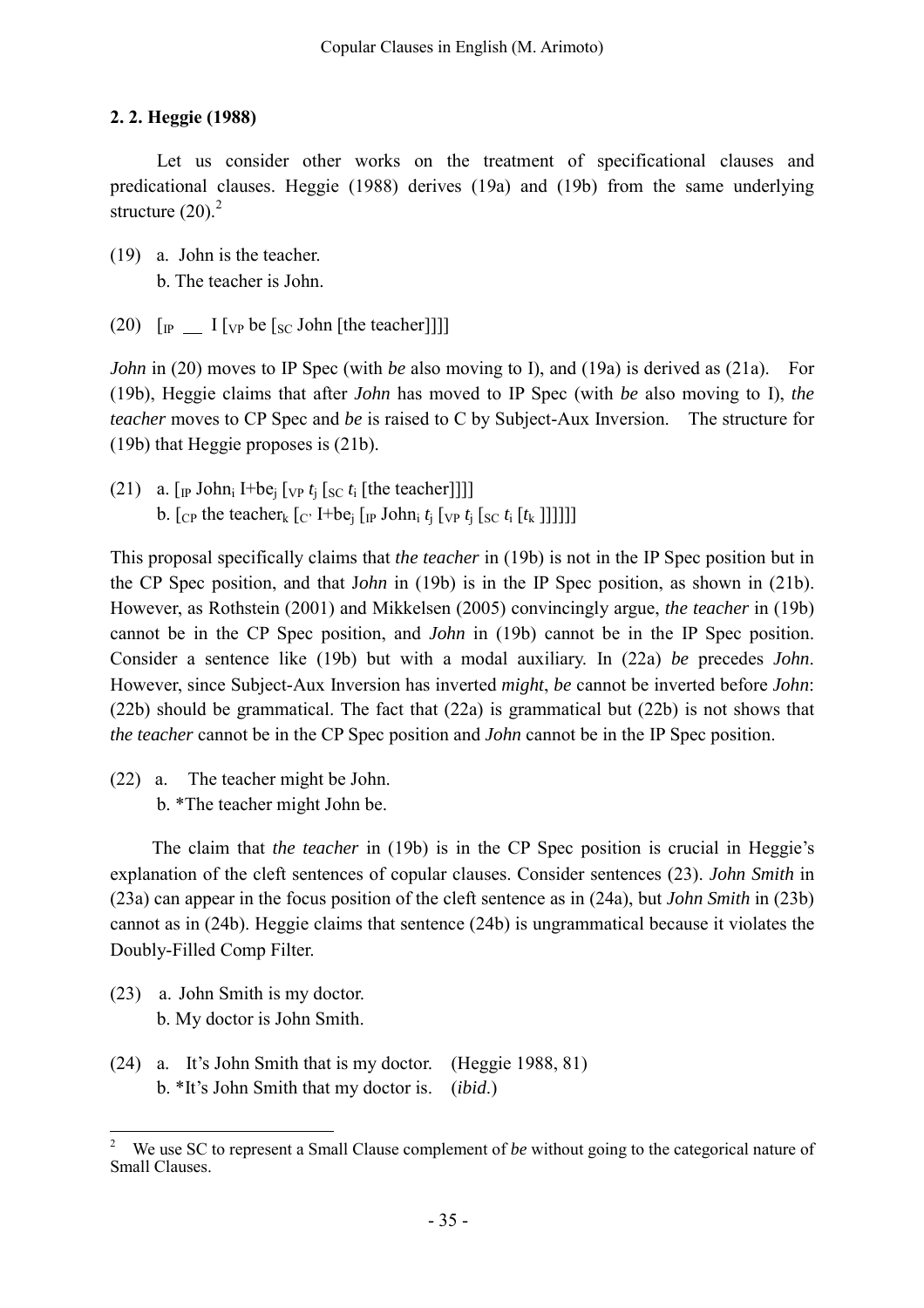### 2. 2. Heggie (1988)

Let us consider other works on the treatment of specificational clauses and predicational clauses. Heggie (1988) derives (19a) and (19b) from the same underlying structure (20).[2]

(19) a. John is the teacher.
 b. The teacher is John.

(20) $[_{IP}$ __ I $[_{VP}$ be $[_{SC}$ John [the teacher]]]]

*John* in (20) moves to IP Spec (with *be* also moving to I), and (19a) is derived as (21a). For (19b), Heggie claims that after *John* has moved to IP Spec (with *be* also moving to I), *the teacher* moves to CP Spec and *be* is raised to C by Subject-Aux Inversion. The structure for (19b) that Heggie proposes is (21b).

(21) a. $[_{IP}$ John$_i$ I+be$_j$ $[_{VP}$ $t_j$ $[_{SC}$ $t_i$ [the teacher]]]]
 b. $[_{CP}$ the teacher$_k$ $[_{C'}$ I+be$_j$ $[_{IP}$ John$_i$ $t_j$ $[_{VP}$ $t_j$ $[_{SC}$ $t_i$ $[t_k$ ]]]]]]

This proposal specifically claims that *the teacher* in (19b) is not in the IP Spec position but in the CP Spec position, and that J*ohn* in (19b) is in the IP Spec position, as shown in (21b). However, as Rothstein (2001) and Mikkelsen (2005) convincingly argue, *the teacher* in (19b) cannot be in the CP Spec position, and *John* in (19b) cannot be in the IP Spec position. Consider a sentence like (19b) but with a modal auxiliary. In (22a) *be* precedes *John*. However, since Subject-Aux Inversion has inverted *might*, *be* cannot be inverted before *John*: (22b) should be grammatical. The fact that (22a) is grammatical but (22b) is not shows that *the teacher* cannot be in the CP Spec position and *John* cannot be in the IP Spec position.

(22) a. The teacher might be John.
 b. *The teacher might John be.

The claim that *the teacher* in (19b) is in the CP Spec position is crucial in Heggie's explanation of the cleft sentences of copular clauses. Consider sentences (23). *John Smith* in (23a) can appear in the focus position of the cleft sentence as in (24a), but *John Smith* in (23b) cannot as in (24b). Heggie claims that sentence (24b) is ungrammatical because it violates the Doubly-Filled Comp Filter.

(23) a. John Smith is my doctor.
 b. My doctor is John Smith.

(24) a. It's John Smith that is my doctor. (Heggie 1988, 81)
 b. *It's John Smith that my doctor is. (*ibid.*)

---

[2] We use SC to represent a Small Clause complement of *be* without going to the categorical nature of Small Clauses.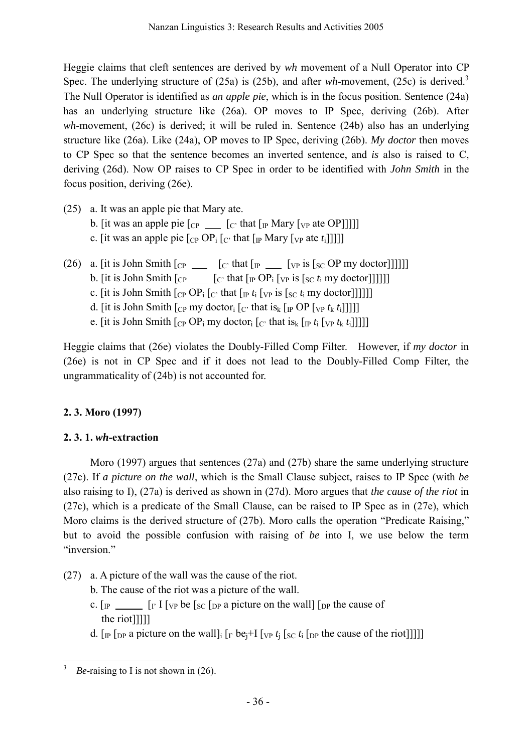Heggie claims that cleft sentences are derived by *wh* movement of a Null Operator into CP Spec. The underlying structure of (25a) is (25b), and after *wh*-movement, (25c) is derived.[3] The Null Operator is identified as *an apple pie*, which is in the focus position. Sentence (24a) has an underlying structure like (26a). OP moves to IP Spec, deriving (26b). After *wh*-movement, (26c) is derived; it will be ruled in. Sentence (24b) also has an underlying structure like (26a). Like (24a), OP moves to IP Spec, deriving (26b). *My doctor* then moves to CP Spec so that the sentence becomes an inverted sentence, and *is* also is raised to C, deriving (26d). Now OP raises to CP Spec in order to be identified with *John Smith* in the focus position, deriving (26e).

(25) a. It was an apple pie that Mary ate.
b. [it was an apple pie [$_{CP}$ ___ [$_{C'}$ that [$_{IP}$ Mary [$_{VP}$ ate OP]]]]]
c. [it was an apple pie [$_{CP}$ OP$_i$ [$_{C'}$ that [$_{IP}$ Mary [$_{VP}$ ate $t_i$]]]]]

(26) a. [it is John Smith [$_{CP}$ ___ [$_{C'}$ that [$_{IP}$ ___ [$_{VP}$ is [$_{SC}$ OP my doctor]]]]]]
b. [it is John Smith [$_{CP}$ ___ [$_{C'}$ that [$_{IP}$ OP$_i$ [$_{VP}$ is [$_{SC}$ $t_i$ my doctor]]]]]]
c. [it is John Smith [$_{CP}$ OP$_i$ [$_{C'}$ that [$_{IP}$ $t_i$ [$_{VP}$ is [$_{SC}$ $t_i$ my doctor]]]]]]
d. [it is John Smith [$_{CP}$ my doctor$_i$ [$_{C'}$ that is$_k$ [$_{IP}$ OP [$_{VP}$ $t_k$ $t_i$]]]]]
e. [it is John Smith [$_{CP}$ OP$_i$ my doctor$_i$ [$_{C'}$ that is$_k$ [$_{IP}$ $t_i$ [$_{VP}$ $t_k$ $t_i$]]]]]

Heggie claims that (26e) violates the Doubly-Filled Comp Filter. However, if *my doctor* in (26e) is not in CP Spec and if it does not lead to the Doubly-Filled Comp Filter, the ungrammaticality of (24b) is not accounted for.

## 2. 3. Moro (1997)

### 2. 3. 1. *wh*-extraction

Moro (1997) argues that sentences (27a) and (27b) share the same underlying structure (27c). If *a picture on the wall*, which is the Small Clause subject, raises to IP Spec (with *be* also raising to I), (27a) is derived as shown in (27d). Moro argues that *the cause of the riot* in (27c), which is a predicate of the Small Clause, can be raised to IP Spec as in (27e), which Moro claims is the derived structure of (27b). Moro calls the operation "Predicate Raising," but to avoid the possible confusion with raising of *be* into I, we use below the term "inversion."

(27) a. A picture of the wall was the cause of the riot.
b. The cause of the riot was a picture of the wall.
c. [$_{IP}$ _____ [$_{I'}$ I [$_{VP}$ be [$_{SC}$ [$_{DP}$ a picture on the wall] [$_{DP}$ the cause of the riot]]]]]
d. [$_{IP}$ [$_{DP}$ a picture on the wall]$_i$ [$_{I'}$ be$_j$+I [$_{VP}$ $t_j$ [$_{SC}$ $t_i$ [$_{DP}$ the cause of the riot]]]]]

[3] *Be*-raising to I is not shown in (26).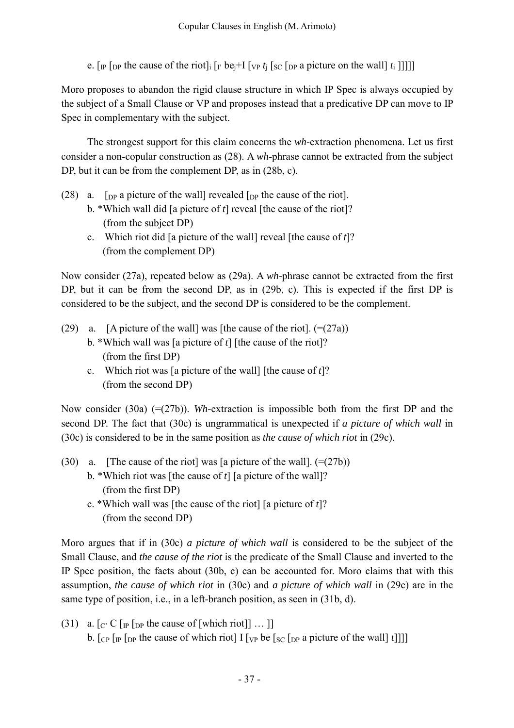e. [$_{IP}$ [$_{DP}$ the cause of the riot]$_i$ [$_{I'}$ be$_j$+I [$_{VP}$ $t_j$ [$_{SC}$ [$_{DP}$ a picture on the wall] $t_i$ ]]]]]

Moro proposes to abandon the rigid clause structure in which IP Spec is always occupied by the subject of a Small Clause or VP and proposes instead that a predicative DP can move to IP Spec in complementary with the subject.

The strongest support for this claim concerns the *wh*-extraction phenomena. Let us first consider a non-copular construction as (28). A *wh*-phrase cannot be extracted from the subject DP, but it can be from the complement DP, as in (28b, c).

(28) a. [$_{DP}$ a picture of the wall] revealed [$_{DP}$ the cause of the riot].
b. *Which wall did [a picture of *t*] reveal [the cause of the riot]? (from the subject DP)
c. Which riot did [a picture of the wall] reveal [the cause of *t*]? (from the complement DP)

Now consider (27a), repeated below as (29a). A *wh*-phrase cannot be extracted from the first DP, but it can be from the second DP, as in (29b, c). This is expected if the first DP is considered to be the subject, and the second DP is considered to be the complement.

(29) a. [A picture of the wall] was [the cause of the riot]. (=(27a))
b. *Which wall was [a picture of *t*] [the cause of the riot]? (from the first DP)
c. Which riot was [a picture of the wall] [the cause of *t*]? (from the second DP)

Now consider (30a) (=(27b)). *Wh*-extraction is impossible both from the first DP and the second DP. The fact that (30c) is ungrammatical is unexpected if *a picture of which wall* in (30c) is considered to be in the same position as *the cause of which riot* in (29c).

(30) a. [The cause of the riot] was [a picture of the wall]. (=(27b))
b. *Which riot was [the cause of *t*] [a picture of the wall]? (from the first DP)
c. *Which wall was [the cause of the riot] [a picture of *t*]? (from the second DP)

Moro argues that if in (30c) *a picture of which wall* is considered to be the subject of the Small Clause, and *the cause of the riot* is the predicate of the Small Clause and inverted to the IP Spec position, the facts about (30b, c) can be accounted for. Moro claims that with this assumption, *the cause of which riot* in (30c) and *a picture of which wall* in (29c) are in the same type of position, i.e., in a left-branch position, as seen in (31b, d).

(31) a. [$_{C'}$ C [$_{IP}$ [$_{DP}$ the cause of [which riot]] … ]]
b. [$_{CP}$ [$_{IP}$ [$_{DP}$ the cause of which riot] I [$_{VP}$ be [$_{SC}$ [$_{DP}$ a picture of the wall] *t*]]]]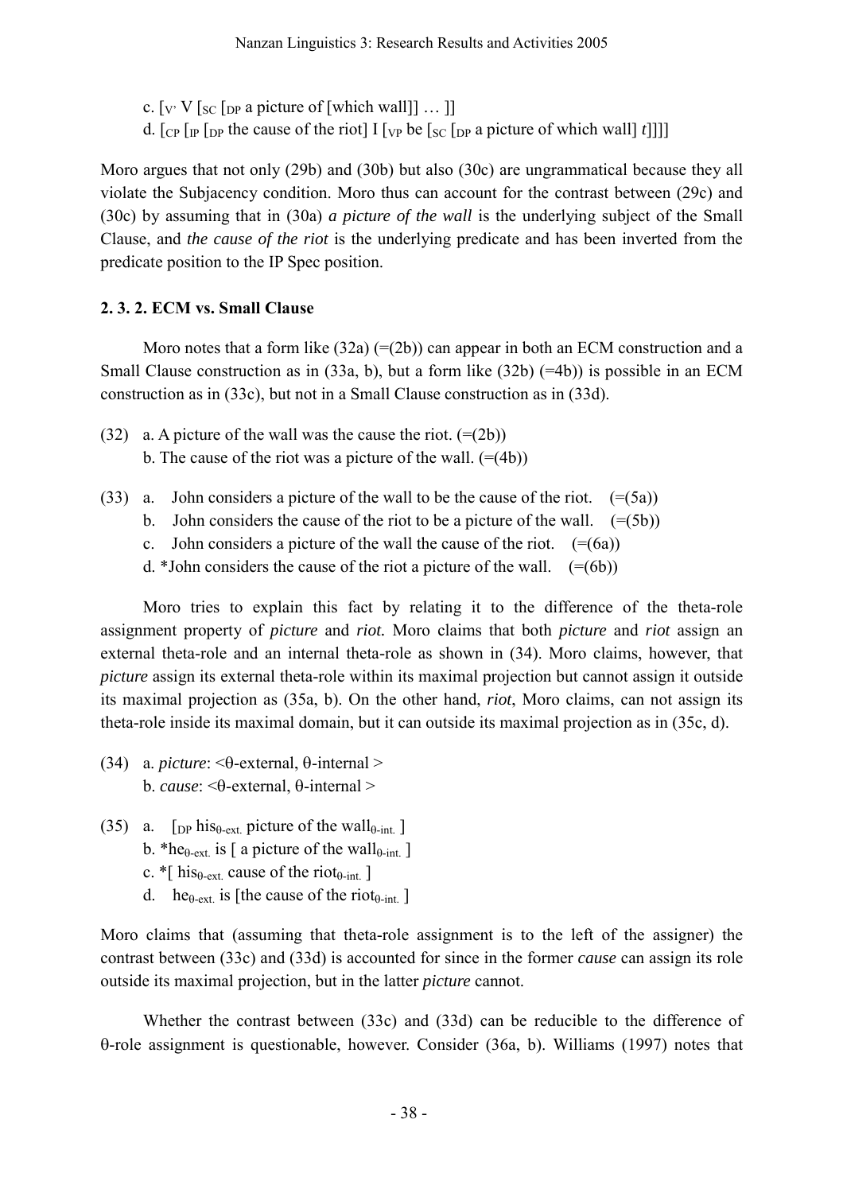c. [$_{V'}$ V [$_{SC}$ [$_{DP}$ a picture of [which wall]] … ]]

d. [$_{CP}$ [$_{IP}$ [$_{DP}$ the cause of the riot] I [$_{VP}$ be [$_{SC}$ [$_{DP}$ a picture of which wall] *t*]]]]

Moro argues that not only (29b) and (30b) but also (30c) are ungrammatical because they all violate the Subjacency condition. Moro thus can account for the contrast between (29c) and (30c) by assuming that in (30a) *a picture of the wall* is the underlying subject of the Small Clause, and *the cause of the riot* is the underlying predicate and has been inverted from the predicate position to the IP Spec position.

**2. 3. 2. ECM vs. Small Clause**

Moro notes that a form like (32a) (=(2b)) can appear in both an ECM construction and a Small Clause construction as in (33a, b), but a form like (32b) (=4b)) is possible in an ECM construction as in (33c), but not in a Small Clause construction as in (33d).

(32) a. A picture of the wall was the cause the riot. (=(2b))
b. The cause of the riot was a picture of the wall. (=(4b))

(33) a. John considers a picture of the wall to be the cause of the riot. (=(5a))
b. John considers the cause of the riot to be a picture of the wall. (=(5b))
c. John considers a picture of the wall the cause of the riot. (=(6a))
d. *John considers the cause of the riot a picture of the wall. (=(6b))

Moro tries to explain this fact by relating it to the difference of the theta-role assignment property of *picture* and *riot.* Moro claims that both *picture* and *riot* assign an external theta-role and an internal theta-role as shown in (34). Moro claims, however, that *picture* assign its external theta-role within its maximal projection but cannot assign it outside its maximal projection as (35a, b). On the other hand, *riot*, Moro claims, can not assign its theta-role inside its maximal domain, but it can outside its maximal projection as in (35c, d).

(34) a. *picture*: <θ-external, θ-internal >
b. *cause*: <θ-external, θ-internal >

(35) a. [$_{DP}$ his$_{\theta\text{-ext.}}$ picture of the wall$_{\theta\text{-int.}}$ ]
b. *he$_{\theta\text{-ext.}}$ is [ a picture of the wall$_{\theta\text{-int.}}$ ]
c. *[ his$_{\theta\text{-ext.}}$ cause of the riot$_{\theta\text{-int.}}$ ]
d. he$_{\theta\text{-ext.}}$ is [the cause of the riot$_{\theta\text{-int.}}$ ]

Moro claims that (assuming that theta-role assignment is to the left of the assigner) the contrast between (33c) and (33d) is accounted for since in the former *cause* can assign its role outside its maximal projection, but in the latter *picture* cannot.

Whether the contrast between (33c) and (33d) can be reducible to the difference of θ-role assignment is questionable, however. Consider (36a, b). Williams (1997) notes that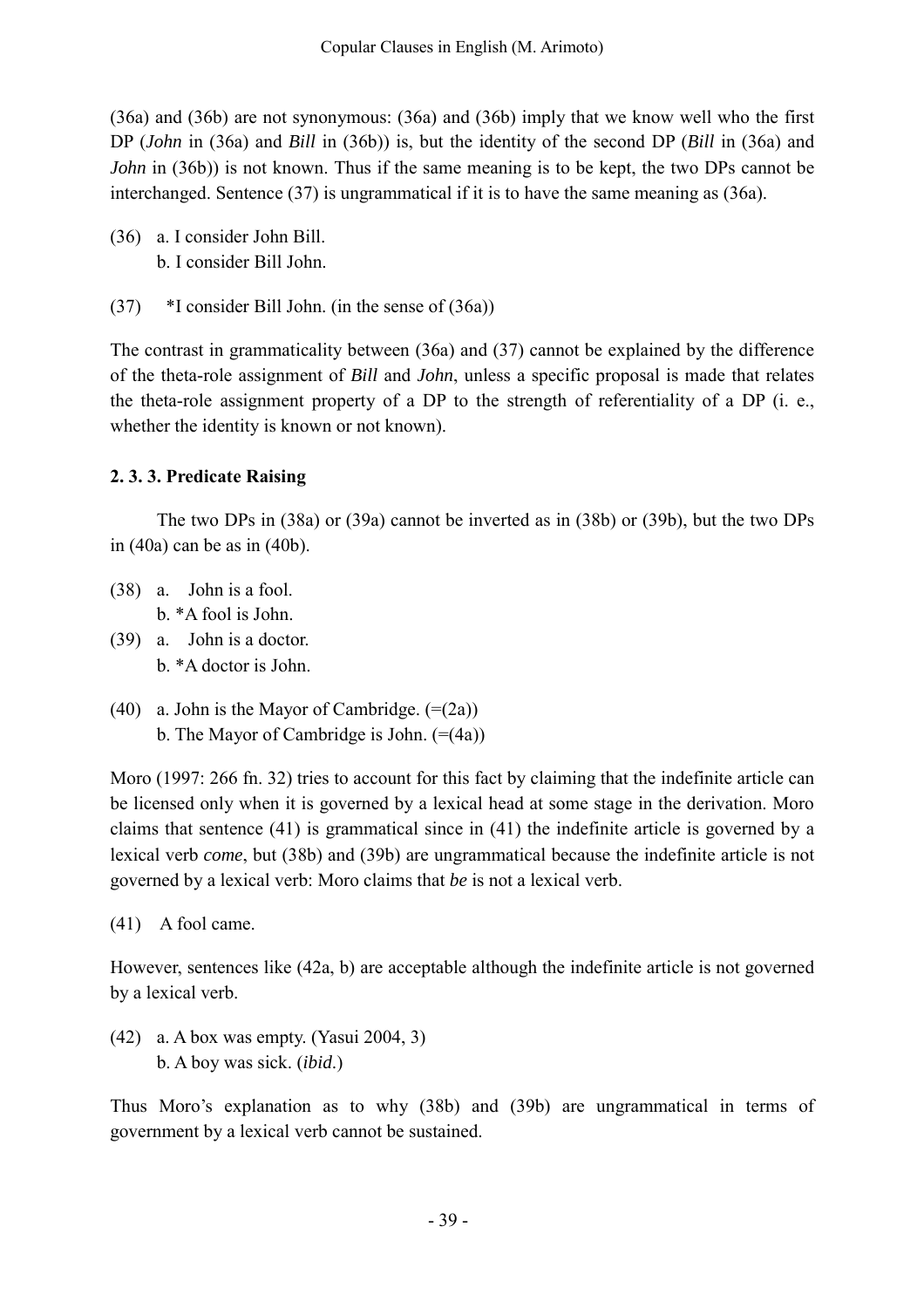(36a) and (36b) are not synonymous: (36a) and (36b) imply that we know well who the first DP (*John* in (36a) and *Bill* in (36b)) is, but the identity of the second DP (*Bill* in (36a) and *John* in (36b)) is not known. Thus if the same meaning is to be kept, the two DPs cannot be interchanged. Sentence (37) is ungrammatical if it is to have the same meaning as (36a).

(36) a. I consider John Bill.
  b. I consider Bill John.

(37) *I consider Bill John. (in the sense of (36a))

The contrast in grammaticality between (36a) and (37) cannot be explained by the difference of the theta-role assignment of *Bill* and *John*, unless a specific proposal is made that relates the theta-role assignment property of a DP to the strength of referentiality of a DP (i. e., whether the identity is known or not known).

### 2. 3. 3. Predicate Raising

The two DPs in (38a) or (39a) cannot be inverted as in (38b) or (39b), but the two DPs in (40a) can be as in (40b).

(38) a. John is a fool.
  b. *A fool is John.

(39) a. John is a doctor.
  b. *A doctor is John.

(40) a. John is the Mayor of Cambridge. (=(2a))
  b. The Mayor of Cambridge is John. (=(4a))

Moro (1997: 266 fn. 32) tries to account for this fact by claiming that the indefinite article can be licensed only when it is governed by a lexical head at some stage in the derivation. Moro claims that sentence (41) is grammatical since in (41) the indefinite article is governed by a lexical verb *come*, but (38b) and (39b) are ungrammatical because the indefinite article is not governed by a lexical verb: Moro claims that *be* is not a lexical verb.

(41) A fool came.

However, sentences like (42a, b) are acceptable although the indefinite article is not governed by a lexical verb.

(42) a. A box was empty. (Yasui 2004, 3)
  b. A boy was sick. (*ibid*.)

Thus Moro's explanation as to why (38b) and (39b) are ungrammatical in terms of government by a lexical verb cannot be sustained.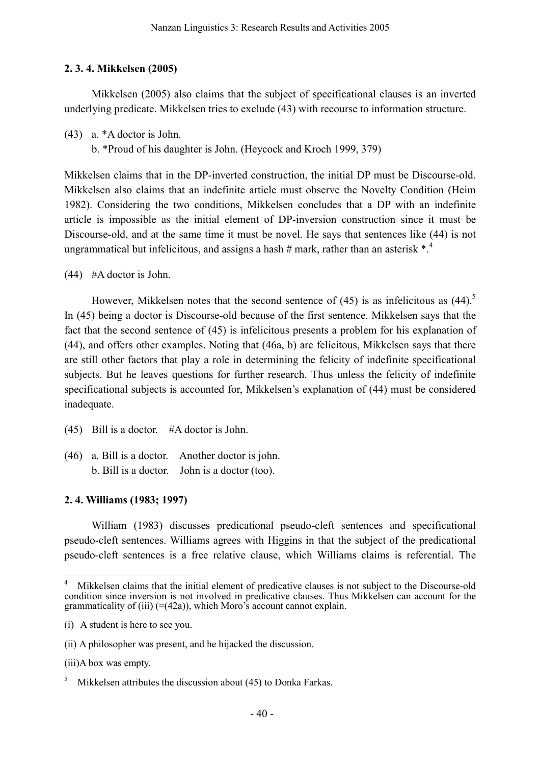### 2. 3. 4. Mikkelsen (2005)

Mikkelsen (2005) also claims that the subject of specificational clauses is an inverted underlying predicate. Mikkelsen tries to exclude (43) with recourse to information structure.

(43) a. *A doctor is John.
  b. *Proud of his daughter is John. (Heycock and Kroch 1999, 379)

Mikkelsen claims that in the DP-inverted construction, the initial DP must be Discourse-old. Mikkelsen also claims that an indefinite article must observe the Novelty Condition (Heim 1982). Considering the two conditions, Mikkelsen concludes that a DP with an indefinite article is impossible as the initial element of DP-inversion construction since it must be Discourse-old, and at the same time it must be novel. He says that sentences like (44) is not ungrammatical but infelicitous, and assigns a hash # mark, rather than an asterisk *.[4]

(44) #A doctor is John.

However, Mikkelsen notes that the second sentence of (45) is as infelicitous as (44).[5] In (45) being a doctor is Discourse-old because of the first sentence. Mikkelsen says that the fact that the second sentence of (45) is infelicitous presents a problem for his explanation of (44), and offers other examples. Noting that (46a, b) are felicitous, Mikkelsen says that there are still other factors that play a role in determining the felicity of indefinite specificational subjects. But he leaves questions for further research. Thus unless the felicity of indefinite specificational subjects is accounted for, Mikkelsen's explanation of (44) must be considered inadequate.

(45) Bill is a doctor.  #A doctor is John.

(46) a. Bill is a doctor.  Another doctor is john.
  b. Bill is a doctor.  John is a doctor (too).

## 2. 4. Williams (1983; 1997)

William (1983) discusses predicational pseudo-cleft sentences and specificational pseudo-cleft sentences. Williams agrees with Higgins in that the subject of the predicational pseudo-cleft sentences is a free relative clause, which Williams claims is referential. The

---

[4] Mikkelsen claims that the initial element of predicative clauses is not subject to the Discourse-old condition since inversion is not involved in predicative clauses. Thus Mikkelsen can account for the grammaticality of (iii) (=(42a)), which Moro's account cannot explain.

(i) A student is here to see you.

(ii) A philosopher was present, and he hijacked the discussion.

(iii)A box was empty.

[5] Mikkelsen attributes the discussion about (45) to Donka Farkas.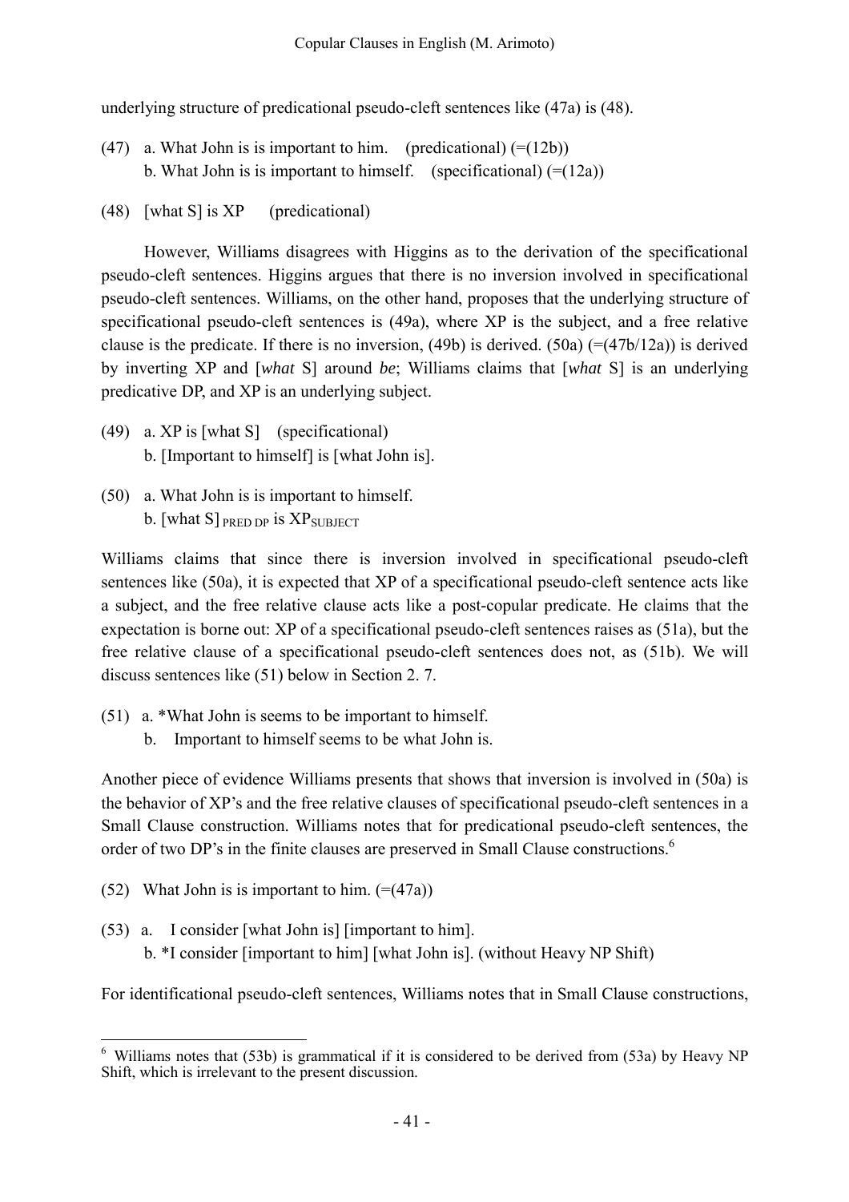underlying structure of predicational pseudo-cleft sentences like (47a) is (48).

(47) a. What John is is important to him. (predicational) (=(12b))
b. What John is is important to himself. (specificational) (=(12a))

(48) [what S] is XP (predicational)

However, Williams disagrees with Higgins as to the derivation of the specificational pseudo-cleft sentences. Higgins argues that there is no inversion involved in specificational pseudo-cleft sentences. Williams, on the other hand, proposes that the underlying structure of specificational pseudo-cleft sentences is (49a), where XP is the subject, and a free relative clause is the predicate. If there is no inversion, (49b) is derived. (50a) (=(47b/12a)) is derived by inverting XP and [*what* S] around *be*; Williams claims that [*what* S] is an underlying predicative DP, and XP is an underlying subject.

(49) a. XP is [what S] (specificational)
b. [Important to himself] is [what John is].

(50) a. What John is is important to himself.
b. [what S] $_{\text{PRED DP}}$ is $\text{XP}_{\text{SUBJECT}}$

Williams claims that since there is inversion involved in specificational pseudo-cleft sentences like (50a), it is expected that XP of a specificational pseudo-cleft sentence acts like a subject, and the free relative clause acts like a post-copular predicate. He claims that the expectation is borne out: XP of a specificational pseudo-cleft sentences raises as (51a), but the free relative clause of a specificational pseudo-cleft sentences does not, as (51b). We will discuss sentences like (51) below in Section 2. 7.

(51) a. *What John is seems to be important to himself.
b. Important to himself seems to be what John is.

Another piece of evidence Williams presents that shows that inversion is involved in (50a) is the behavior of XP's and the free relative clauses of specificational pseudo-cleft sentences in a Small Clause construction. Williams notes that for predicational pseudo-cleft sentences, the order of two DP's in the finite clauses are preserved in Small Clause constructions.[6]

(52) What John is is important to him. (=(47a))

(53) a. I consider [what John is] [important to him].
b. *I consider [important to him] [what John is]. (without Heavy NP Shift)

For identificational pseudo-cleft sentences, Williams notes that in Small Clause constructions,

[6] Williams notes that (53b) is grammatical if it is considered to be derived from (53a) by Heavy NP Shift, which is irrelevant to the present discussion.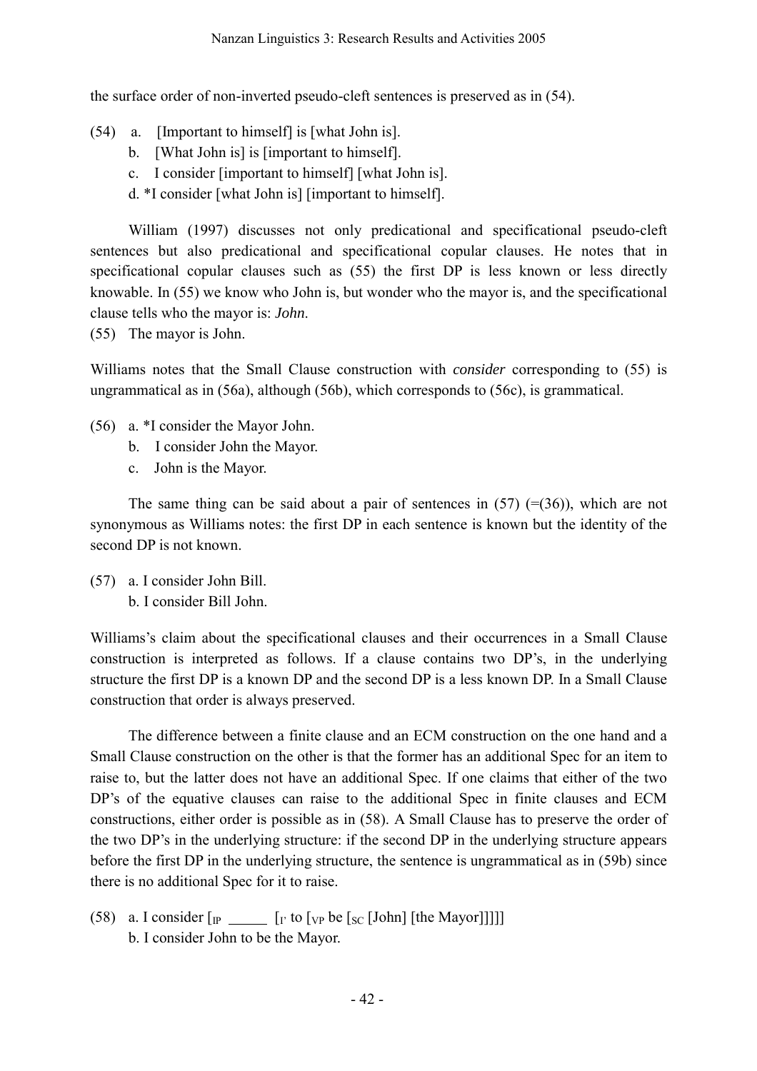the surface order of non-inverted pseudo-cleft sentences is preserved as in (54).

(54) a. [Important to himself] is [what John is].
  b. [What John is] is [important to himself].
  c. I consider [important to himself] [what John is].
  d. *I consider [what John is] [important to himself].

William (1997) discusses not only predicational and specificational pseudo-cleft sentences but also predicational and specificational copular clauses. He notes that in specificational copular clauses such as (55) the first DP is less known or less directly knowable. In (55) we know who John is, but wonder who the mayor is, and the specificational clause tells who the mayor is: *John*.

(55) The mayor is John.

Williams notes that the Small Clause construction with *consider* corresponding to (55) is ungrammatical as in (56a), although (56b), which corresponds to (56c), is grammatical.

(56) a. *I consider the Mayor John.
  b. I consider John the Mayor.
  c. John is the Mayor.

The same thing can be said about a pair of sentences in (57) (=(36)), which are not synonymous as Williams notes: the first DP in each sentence is known but the identity of the second DP is not known.

(57) a. I consider John Bill.
  b. I consider Bill John.

Williams's claim about the specificational clauses and their occurrences in a Small Clause construction is interpreted as follows. If a clause contains two DP's, in the underlying structure the first DP is a known DP and the second DP is a less known DP. In a Small Clause construction that order is always preserved.

The difference between a finite clause and an ECM construction on the one hand and a Small Clause construction on the other is that the former has an additional Spec for an item to raise to, but the latter does not have an additional Spec. If one claims that either of the two DP's of the equative clauses can raise to the additional Spec in finite clauses and ECM constructions, either order is possible as in (58). A Small Clause has to preserve the order of the two DP's in the underlying structure: if the second DP in the underlying structure appears before the first DP in the underlying structure, the sentence is ungrammatical as in (59b) since there is no additional Spec for it to raise.

(58) a. I consider [$_{IP}$ \_\_\_\_\_ [$_{I'}$ to [$_{VP}$ be [$_{SC}$ [John] [the Mayor]]]]]
  b. I consider John to be the Mayor.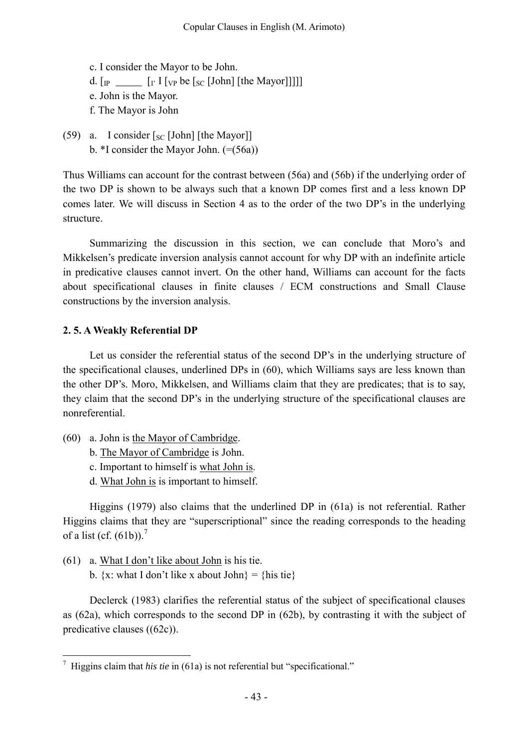c. I consider the Mayor to be John.

d. [$_{IP}$ _____ [$_{I'}$ I [$_{VP}$ be [$_{SC}$ [John] [the Mayor]]]]]

e. John is the Mayor.

f. The Mayor is John

(59) a. I consider [$_{SC}$ [John] [the Mayor]]

b. *I consider the Mayor John. (=(56a))

Thus Williams can account for the contrast between (56a) and (56b) if the underlying order of the two DP is shown to be always such that a known DP comes first and a less known DP comes later. We will discuss in Section 4 as to the order of the two DP's in the underlying structure.

Summarizing the discussion in this section, we can conclude that Moro's and Mikkelsen's predicate inversion analysis cannot account for why DP with an indefinite article in predicative clauses cannot invert. On the other hand, Williams can account for the facts about specificational clauses in finite clauses / ECM constructions and Small Clause constructions by the inversion analysis.

## 2. 5. A Weakly Referential DP

Let us consider the referential status of the second DP's in the underlying structure of the specificational clauses, underlined DPs in (60), which Williams says are less known than the other DP's. Moro, Mikkelsen, and Williams claim that they are predicates; that is to say, they claim that the second DP's in the underlying structure of the specificational clauses are nonreferential.

(60) a. John is <u>the Mayor of Cambridge</u>.

b. <u>The Mayor of Cambridge</u> is John.

c. Important to himself is <u>what John is</u>.

d. <u>What John is</u> is important to himself.

Higgins (1979) also claims that the underlined DP in (61a) is not referential. Rather Higgins claims that they are "superscriptional" since the reading corresponds to the heading of a list (cf. (61b)).[7]

(61) a. <u>What I don't like about John</u> is his tie.

b. {x: what I don't like x about John} = {his tie}

Declerck (1983) clarifies the referential status of the subject of specificational clauses as (62a), which corresponds to the second DP in (62b), by contrasting it with the subject of predicative clauses ((62c)).

---

[7] Higgins claim that *his tie* in (61a) is not referential but "specificational."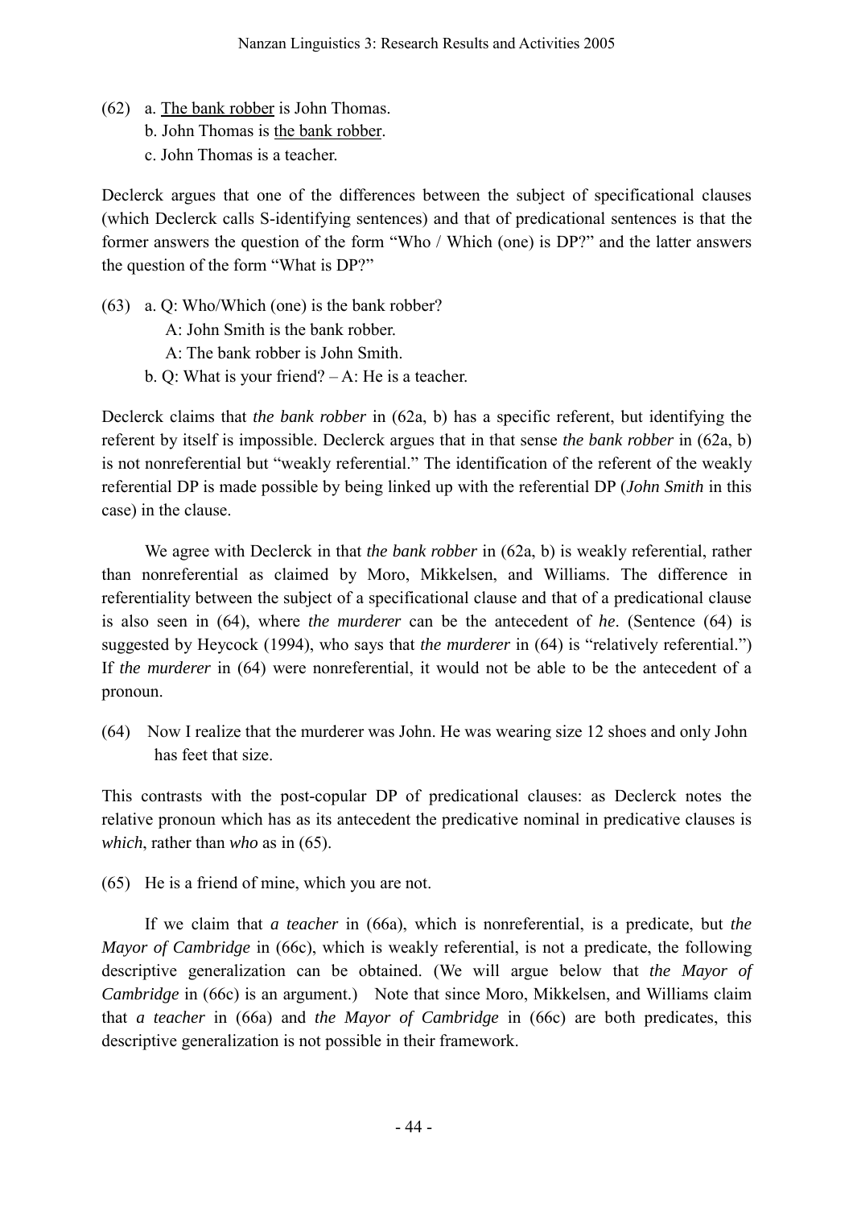(62) a. <u>The bank robber</u> is John Thomas.
  b. John Thomas is <u>the bank robber</u>.
  c. John Thomas is a teacher.

Declerck argues that one of the differences between the subject of specificational clauses (which Declerck calls S-identifying sentences) and that of predicational sentences is that the former answers the question of the form "Who / Which (one) is DP?" and the latter answers the question of the form "What is DP?"

(63) a. Q: Who/Which (one) is the bank robber?
    A: John Smith is the bank robber.
    A: The bank robber is John Smith.
  b. Q: What is your friend? – A: He is a teacher.

Declerck claims that *the bank robber* in (62a, b) has a specific referent, but identifying the referent by itself is impossible. Declerck argues that in that sense *the bank robber* in (62a, b) is not nonreferential but "weakly referential." The identification of the referent of the weakly referential DP is made possible by being linked up with the referential DP (*John Smith* in this case) in the clause.

We agree with Declerck in that *the bank robber* in (62a, b) is weakly referential, rather than nonreferential as claimed by Moro, Mikkelsen, and Williams. The difference in referentiality between the subject of a specificational clause and that of a predicational clause is also seen in (64), where *the murderer* can be the antecedent of *he*. (Sentence (64) is suggested by Heycock (1994), who says that *the murderer* in (64) is "relatively referential.") If *the murderer* in (64) were nonreferential, it would not be able to be the antecedent of a pronoun.

(64) Now I realize that the murderer was John. He was wearing size 12 shoes and only John has feet that size.

This contrasts with the post-copular DP of predicational clauses: as Declerck notes the relative pronoun which has as its antecedent the predicative nominal in predicative clauses is *which*, rather than *who* as in (65).

(65) He is a friend of mine, which you are not.

If we claim that *a teacher* in (66a), which is nonreferential, is a predicate, but *the Mayor of Cambridge* in (66c), which is weakly referential, is not a predicate, the following descriptive generalization can be obtained. (We will argue below that *the Mayor of Cambridge* in (66c) is an argument.) Note that since Moro, Mikkelsen, and Williams claim that *a teacher* in (66a) and *the Mayor of Cambridge* in (66c) are both predicates, this descriptive generalization is not possible in their framework.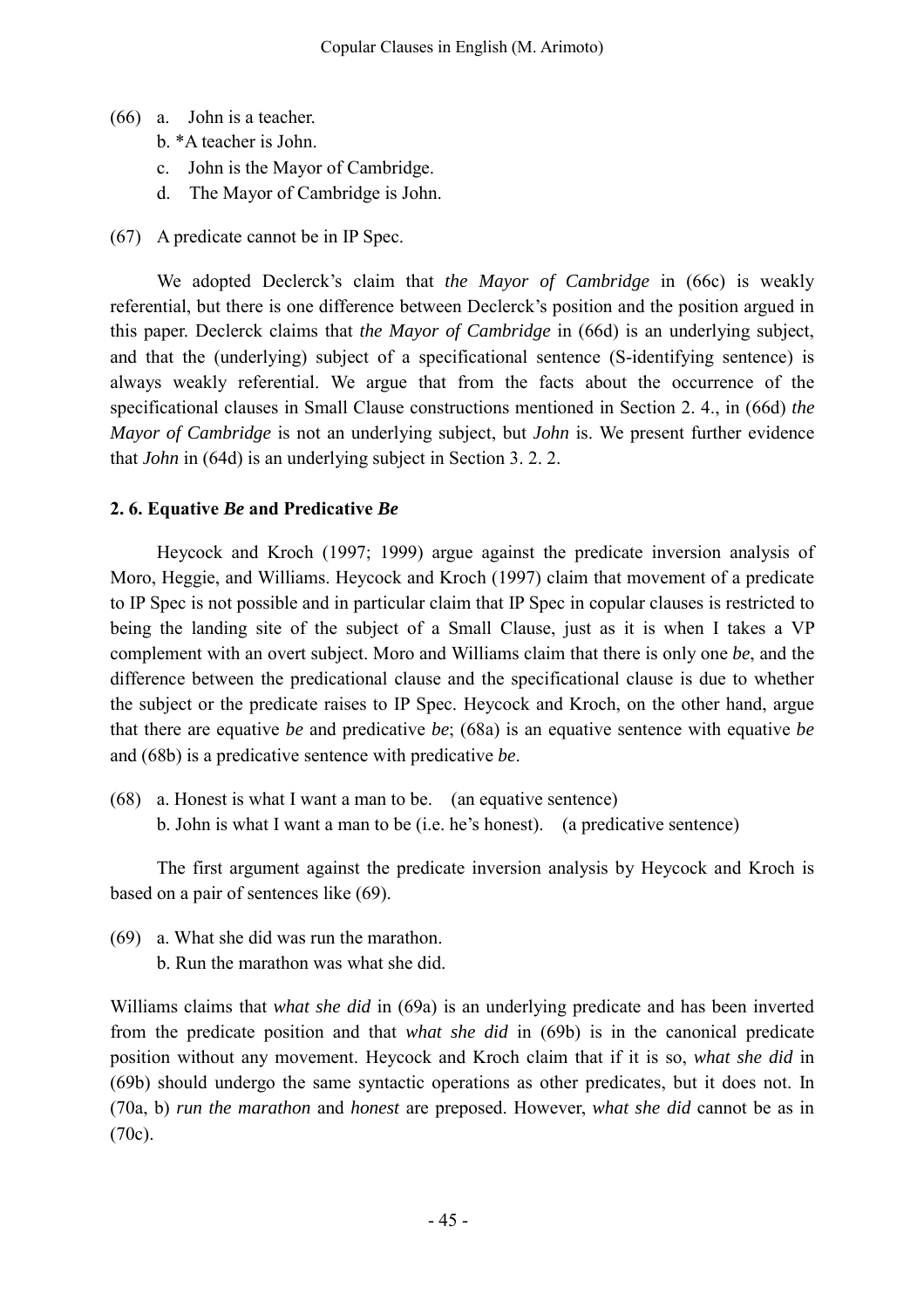(66) a. John is a teacher.
     b. *A teacher is John.
     c. John is the Mayor of Cambridge.
     d. The Mayor of Cambridge is John.

(67) A predicate cannot be in IP Spec.

We adopted Declerck's claim that *the Mayor of Cambridge* in (66c) is weakly referential, but there is one difference between Declerck's position and the position argued in this paper. Declerck claims that *the Mayor of Cambridge* in (66d) is an underlying subject, and that the (underlying) subject of a specificational sentence (S-identifying sentence) is always weakly referential. We argue that from the facts about the occurrence of the specificational clauses in Small Clause constructions mentioned in Section 2. 4., in (66d) *the Mayor of Cambridge* is not an underlying subject, but *John* is. We present further evidence that *John* in (64d) is an underlying subject in Section 3. 2. 2.

### 2. 6. Equative *Be* and Predicative *Be*

Heycock and Kroch (1997; 1999) argue against the predicate inversion analysis of Moro, Heggie, and Williams. Heycock and Kroch (1997) claim that movement of a predicate to IP Spec is not possible and in particular claim that IP Spec in copular clauses is restricted to being the landing site of the subject of a Small Clause, just as it is when I takes a VP complement with an overt subject. Moro and Williams claim that there is only one *be*, and the difference between the predicational clause and the specificational clause is due to whether the subject or the predicate raises to IP Spec. Heycock and Kroch, on the other hand, argue that there are equative *be* and predicative *be*; (68a) is an equative sentence with equative *be* and (68b) is a predicative sentence with predicative *be*.

(68) a. Honest is what I want a man to be. (an equative sentence)
     b. John is what I want a man to be (i.e. he's honest). (a predicative sentence)

The first argument against the predicate inversion analysis by Heycock and Kroch is based on a pair of sentences like (69).

(69) a. What she did was run the marathon.
     b. Run the marathon was what she did.

Williams claims that *what she did* in (69a) is an underlying predicate and has been inverted from the predicate position and that *what she did* in (69b) is in the canonical predicate position without any movement. Heycock and Kroch claim that if it is so, *what she did* in (69b) should undergo the same syntactic operations as other predicates, but it does not. In (70a, b) *run the marathon* and *honest* are preposed. However, *what she did* cannot be as in (70c).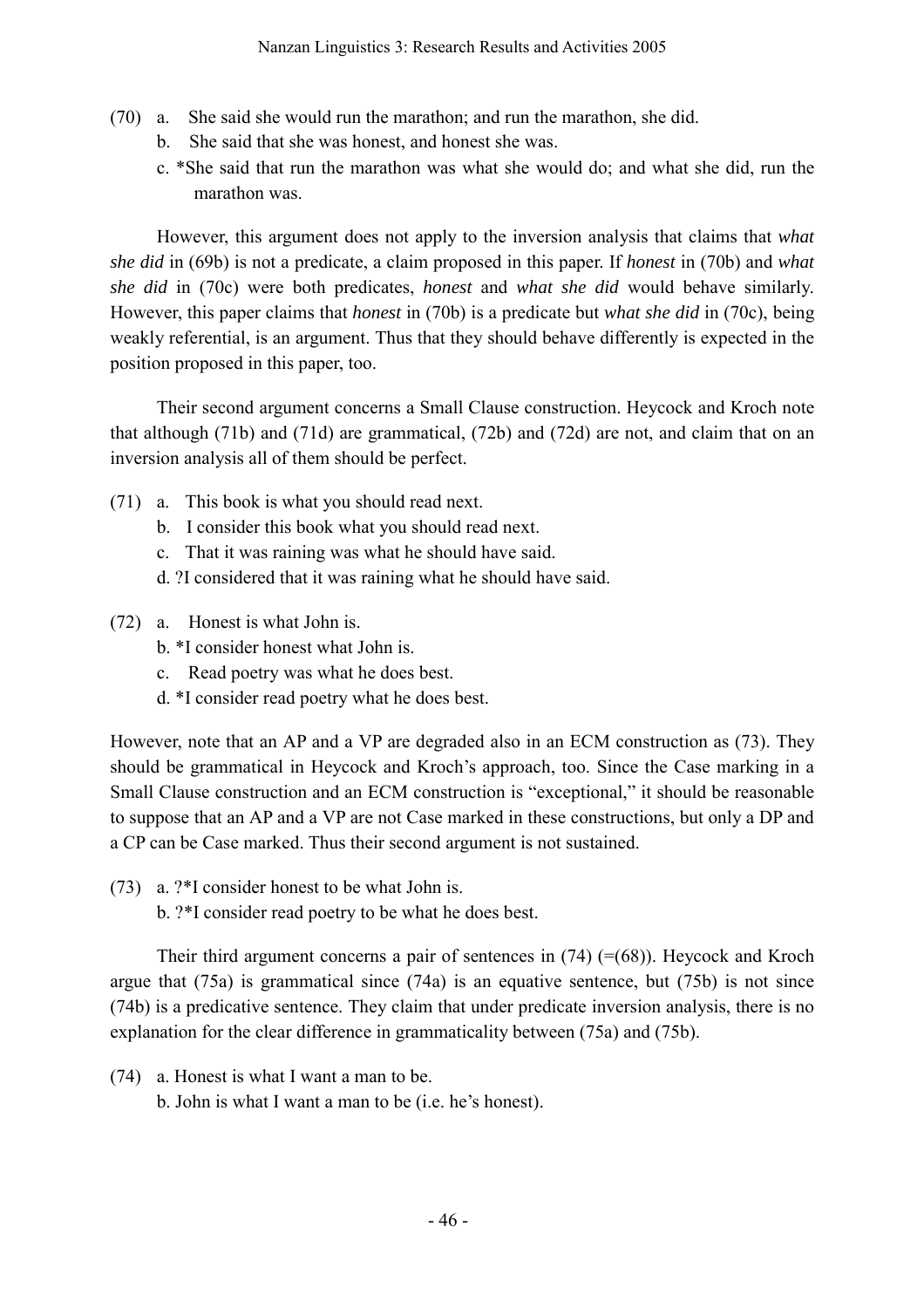(70) a. She said she would run the marathon; and run the marathon, she did.

b. She said that she was honest, and honest she was.

c. *She said that run the marathon was what she would do; and what she did, run the marathon was.

However, this argument does not apply to the inversion analysis that claims that *what she did* in (69b) is not a predicate, a claim proposed in this paper. If *honest* in (70b) and *what she did* in (70c) were both predicates, *honest* and *what she did* would behave similarly. However, this paper claims that *honest* in (70b) is a predicate but *what she did* in (70c), being weakly referential, is an argument. Thus that they should behave differently is expected in the position proposed in this paper, too.

Their second argument concerns a Small Clause construction. Heycock and Kroch note that although (71b) and (71d) are grammatical, (72b) and (72d) are not, and claim that on an inversion analysis all of them should be perfect.

(71) a. This book is what you should read next.

b. I consider this book what you should read next.

c. That it was raining was what he should have said.

d. ?I considered that it was raining what he should have said.

(72) a. Honest is what John is.

b. *I consider honest what John is.

c. Read poetry was what he does best.

d. *I consider read poetry what he does best.

However, note that an AP and a VP are degraded also in an ECM construction as (73). They should be grammatical in Heycock and Kroch's approach, too. Since the Case marking in a Small Clause construction and an ECM construction is "exceptional," it should be reasonable to suppose that an AP and a VP are not Case marked in these constructions, but only a DP and a CP can be Case marked. Thus their second argument is not sustained.

(73) a. ?*I consider honest to be what John is.

b. ?*I consider read poetry to be what he does best.

Their third argument concerns a pair of sentences in (74) (=(68)). Heycock and Kroch argue that (75a) is grammatical since (74a) is an equative sentence, but (75b) is not since (74b) is a predicative sentence. They claim that under predicate inversion analysis, there is no explanation for the clear difference in grammaticality between (75a) and (75b).

(74) a. Honest is what I want a man to be.

b. John is what I want a man to be (i.e. he's honest).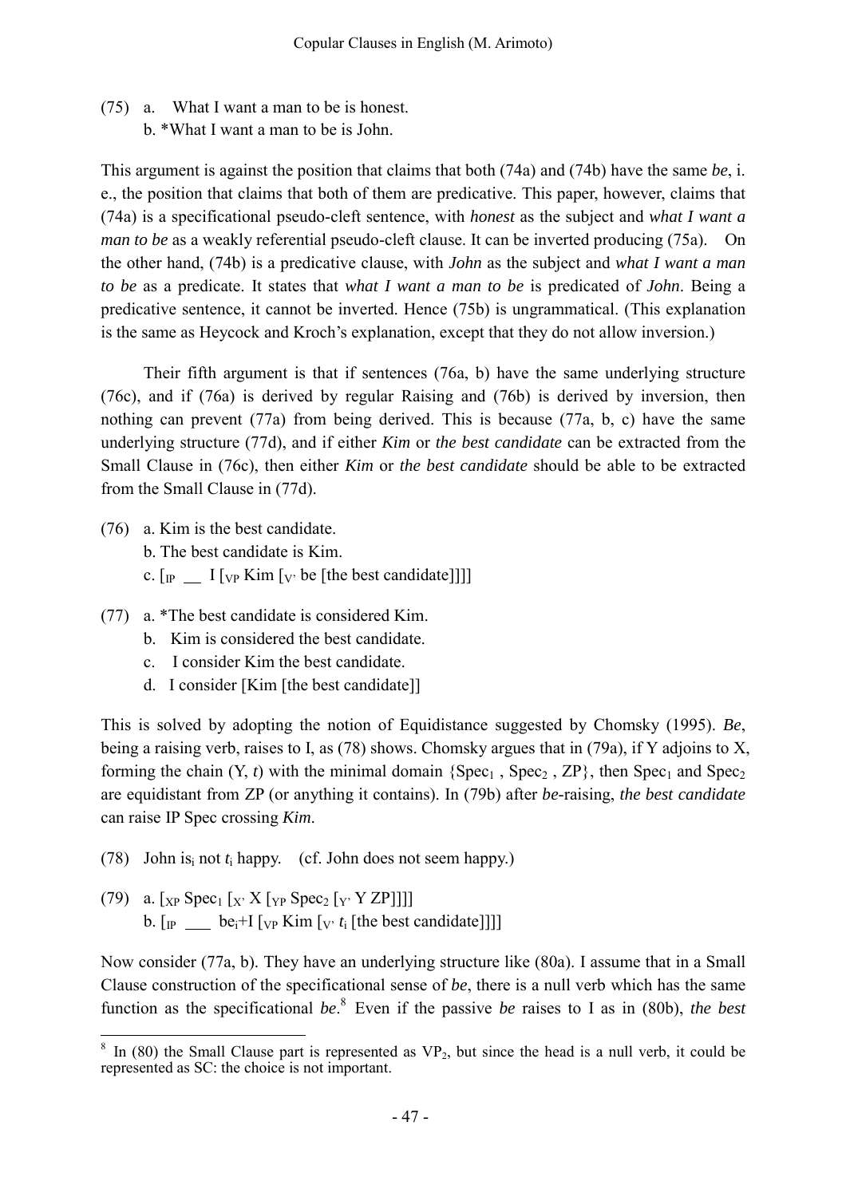(75) a. What I want a man to be is honest.
     b. *What I want a man to be is John.

This argument is against the position that claims that both (74a) and (74b) have the same *be*, i. e., the position that claims that both of them are predicative. This paper, however, claims that (74a) is a specificational pseudo-cleft sentence, with *honest* as the subject and *what I want a man to be* as a weakly referential pseudo-cleft clause. It can be inverted producing (75a). On the other hand, (74b) is a predicative clause, with *John* as the subject and *what I want a man to be* as a predicate. It states that *what I want a man to be* is predicated of *John*. Being a predicative sentence, it cannot be inverted. Hence (75b) is ungrammatical. (This explanation is the same as Heycock and Kroch's explanation, except that they do not allow inversion.)

Their fifth argument is that if sentences (76a, b) have the same underlying structure (76c), and if (76a) is derived by regular Raising and (76b) is derived by inversion, then nothing can prevent (77a) from being derived. This is because (77a, b, c) have the same underlying structure (77d), and if either *Kim* or *the best candidate* can be extracted from the Small Clause in (76c), then either *Kim* or *the best candidate* should be able to be extracted from the Small Clause in (77d).

(76) a. Kim is the best candidate.
     b. The best candidate is Kim.
     c. [$_{IP}$ __ I [$_{VP}$ Kim [$_{V'}$ be [the best candidate]]]]

(77) a. *The best candidate is considered Kim.
     b. Kim is considered the best candidate.
     c. I consider Kim the best candidate.
     d. I consider [Kim [the best candidate]]

This is solved by adopting the notion of Equidistance suggested by Chomsky (1995). *Be*, being a raising verb, raises to I, as (78) shows. Chomsky argues that in (79a), if Y adjoins to X, forming the chain (Y, *t*) with the minimal domain {$Spec_1$ , $Spec_2$ , ZP}, then $Spec_1$ and $Spec_2$ are equidistant from ZP (or anything it contains). In (79b) after *be*-raising, *the best candidate* can raise IP Spec crossing *Kim*.

(78) John is$_i$ not $t_i$ happy. (cf. John does not seem happy.)

(79) a. [$_{XP}$ $Spec_1$ [$_{X'}$ X [$_{YP}$ $Spec_2$ [$_{Y'}$ Y ZP]]]]
     b. [$_{IP}$ ___ be$_i$+I [$_{VP}$ Kim [$_{V'}$ $t_i$ [the best candidate]]]]

Now consider (77a, b). They have an underlying structure like (80a). I assume that in a Small Clause construction of the specificational sense of *be*, there is a null verb which has the same function as the specificational *be*.[8] Even if the passive *be* raises to I as in (80b), *the best*

[8] In (80) the Small Clause part is represented as $VP_2$, but since the head is a null verb, it could be represented as SC: the choice is not important.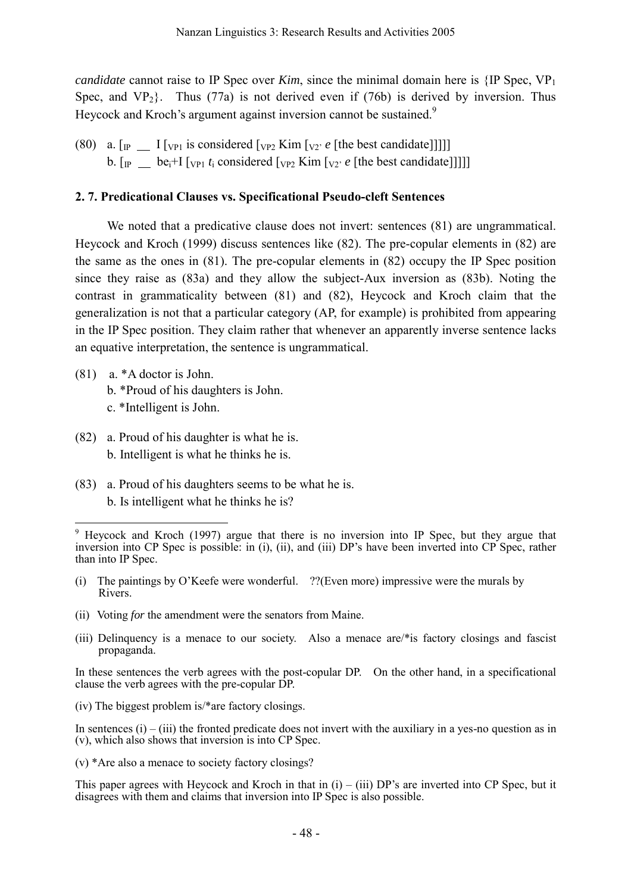*candidate* cannot raise to IP Spec over *Kim*, since the minimal domain here is {IP Spec, $VP_1$ Spec, and $VP_2$}. Thus (77a) is not derived even if (76b) is derived by inversion. Thus Heycock and Kroch's argument against inversion cannot be sustained.[9]

(80) a. [$_{IP}$ __ I [$_{VP1}$ is considered [$_{VP2}$ Kim [$_{V2'}$ *e* [the best candidate]]]]]
b. [$_{IP}$ __ be$_i$+I [$_{VP1}$ $t_i$ considered [$_{VP2}$ Kim [$_{V2'}$ *e* [the best candidate]]]]]

## 2. 7. Predicational Clauses vs. Specificational Pseudo-cleft Sentences

We noted that a predicative clause does not invert: sentences (81) are ungrammatical. Heycock and Kroch (1999) discuss sentences like (82). The pre-copular elements in (82) are the same as the ones in (81). The pre-copular elements in (82) occupy the IP Spec position since they raise as (83a) and they allow the subject-Aux inversion as (83b). Noting the contrast in grammaticality between (81) and (82), Heycock and Kroch claim that the generalization is not that a particular category (AP, for example) is prohibited from appearing in the IP Spec position. They claim rather that whenever an apparently inverse sentence lacks an equative interpretation, the sentence is ungrammatical.

(81) a. *A doctor is John.
b. *Proud of his daughters is John.
c. *Intelligent is John.

(82) a. Proud of his daughter is what he is.
b. Intelligent is what he thinks he is.

(83) a. Proud of his daughters seems to be what he is.
b. Is intelligent what he thinks he is?

---

[9] Heycock and Kroch (1997) argue that there is no inversion into IP Spec, but they argue that inversion into CP Spec is possible: in (i), (ii), and (iii) DP's have been inverted into CP Spec, rather than into IP Spec.

(i) The paintings by O'Keefe were wonderful. ??(Even more) impressive were the murals by Rivers.

(ii) Voting *for* the amendment were the senators from Maine.

(iii) Delinquency is a menace to our society. Also a menace are/*is factory closings and fascist propaganda.

In these sentences the verb agrees with the post-copular DP. On the other hand, in a specificational clause the verb agrees with the pre-copular DP.

(iv) The biggest problem is/*are factory closings.

In sentences (i) – (iii) the fronted predicate does not invert with the auxiliary in a yes-no question as in (v), which also shows that inversion is into CP Spec.

(v) *Are also a menace to society factory closings?

This paper agrees with Heycock and Kroch in that in (i) – (iii) DP's are inverted into CP Spec, but it disagrees with them and claims that inversion into IP Spec is also possible.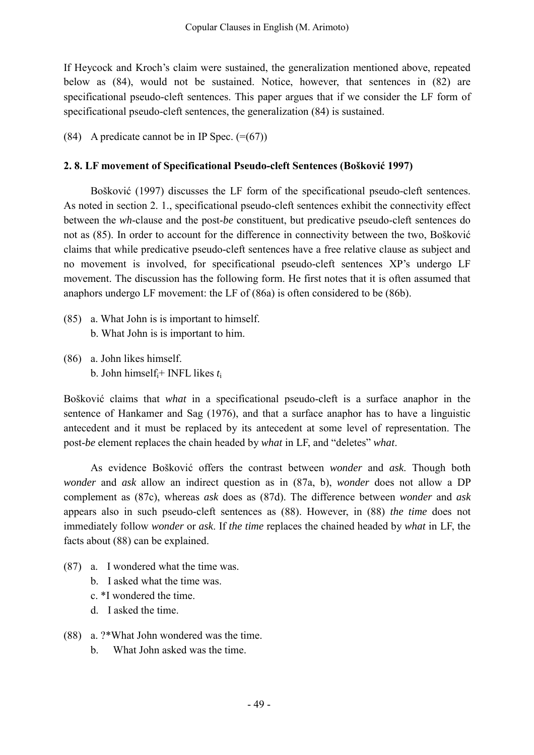If Heycock and Kroch's claim were sustained, the generalization mentioned above, repeated below as (84), would not be sustained. Notice, however, that sentences in (82) are specificational pseudo-cleft sentences. This paper argues that if we consider the LF form of specificational pseudo-cleft sentences, the generalization (84) is sustained.

(84) A predicate cannot be in IP Spec. (=(67))

### 2. 8. LF movement of Specificational Pseudo-cleft Sentences (Bošković 1997)

Bošković (1997) discusses the LF form of the specificational pseudo-cleft sentences. As noted in section 2. 1., specificational pseudo-cleft sentences exhibit the connectivity effect between the *wh*-clause and the post-*be* constituent, but predicative pseudo-cleft sentences do not as (85). In order to account for the difference in connectivity between the two, Bošković claims that while predicative pseudo-cleft sentences have a free relative clause as subject and no movement is involved, for specificational pseudo-cleft sentences XP's undergo LF movement. The discussion has the following form. He first notes that it is often assumed that anaphors undergo LF movement: the LF of (86a) is often considered to be (86b).

(85) a. What John is is important to himself.
     b. What John is is important to him.

(86) a. John likes himself.
     b. John himself$_i$+ INFL likes $t_i$

Bošković claims that *what* in a specificational pseudo-cleft is a surface anaphor in the sentence of Hankamer and Sag (1976), and that a surface anaphor has to have a linguistic antecedent and it must be replaced by its antecedent at some level of representation. The post-*be* element replaces the chain headed by *what* in LF, and "deletes" *what*.

As evidence Bošković offers the contrast between *wonder* and *ask*. Though both *wonder* and *ask* allow an indirect question as in (87a, b), *wonder* does not allow a DP complement as (87c), whereas *ask* does as (87d). The difference between *wonder* and *ask* appears also in such pseudo-cleft sentences as (88). However, in (88) *the time* does not immediately follow *wonder* or *ask*. If *the time* replaces the chained headed by *what* in LF, the facts about (88) can be explained.

(87) a. I wondered what the time was.
     b. I asked what the time was.
     c. *I wondered the time.
     d. I asked the time.

(88) a. ?*What John wondered was the time.
     b. What John asked was the time.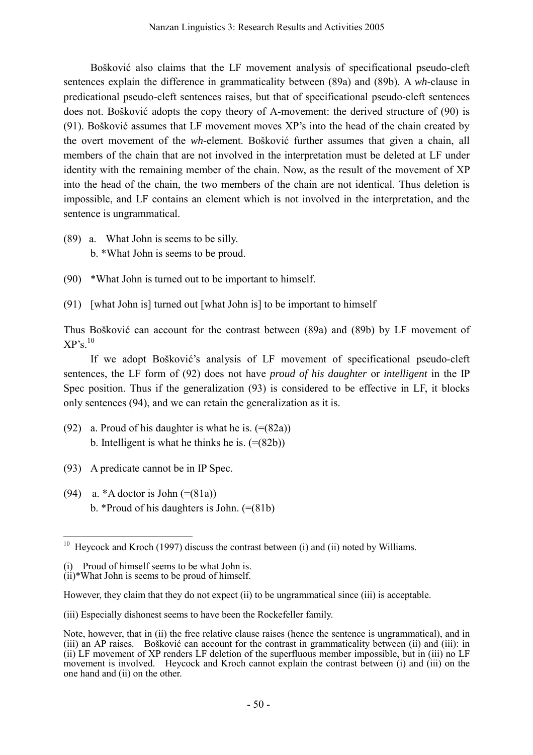Bošković also claims that the LF movement analysis of specificational pseudo-cleft sentences explain the difference in grammaticality between (89a) and (89b). A *wh*-clause in predicational pseudo-cleft sentences raises, but that of specificational pseudo-cleft sentences does not. Bošković adopts the copy theory of A-movement: the derived structure of (90) is (91). Bošković assumes that LF movement moves XP's into the head of the chain created by the overt movement of the *wh*-element. Bošković further assumes that given a chain, all members of the chain that are not involved in the interpretation must be deleted at LF under identity with the remaining member of the chain. Now, as the result of the movement of XP into the head of the chain, the two members of the chain are not identical. Thus deletion is impossible, and LF contains an element which is not involved in the interpretation, and the sentence is ungrammatical.

(89) a. What John is seems to be silly.
b. *What John is seems to be proud.

(90) *What John is turned out to be important to himself.

(91) [what John is] turned out [what John is] to be important to himself

Thus Bošković can account for the contrast between (89a) and (89b) by LF movement of XP's.[10]

If we adopt Bošković's analysis of LF movement of specificational pseudo-cleft sentences, the LF form of (92) does not have *proud of his daughter* or *intelligent* in the IP Spec position. Thus if the generalization (93) is considered to be effective in LF, it blocks only sentences (94), and we can retain the generalization as it is.

(92) a. Proud of his daughter is what he is. (=(82a))
b. Intelligent is what he thinks he is. (=(82b))

(93) A predicate cannot be in IP Spec.

(94) a. *A doctor is John (=(81a))
b. *Proud of his daughters is John. (=(81b)

---

[10] Heycock and Kroch (1997) discuss the contrast between (i) and (ii) noted by Williams.

(i) Proud of himself seems to be what John is.
(ii)*What John is seems to be proud of himself.

However, they claim that they do not expect (ii) to be ungrammatical since (iii) is acceptable.

(iii) Especially dishonest seems to have been the Rockefeller family.

Note, however, that in (ii) the free relative clause raises (hence the sentence is ungrammatical), and in (iii) an AP raises. Bošković can account for the contrast in grammaticality between (ii) and (iii): in (ii) LF movement of XP renders LF deletion of the superfluous member impossible, but in (iii) no LF movement is involved. Heycock and Kroch cannot explain the contrast between (i) and (iii) on the one hand and (ii) on the other.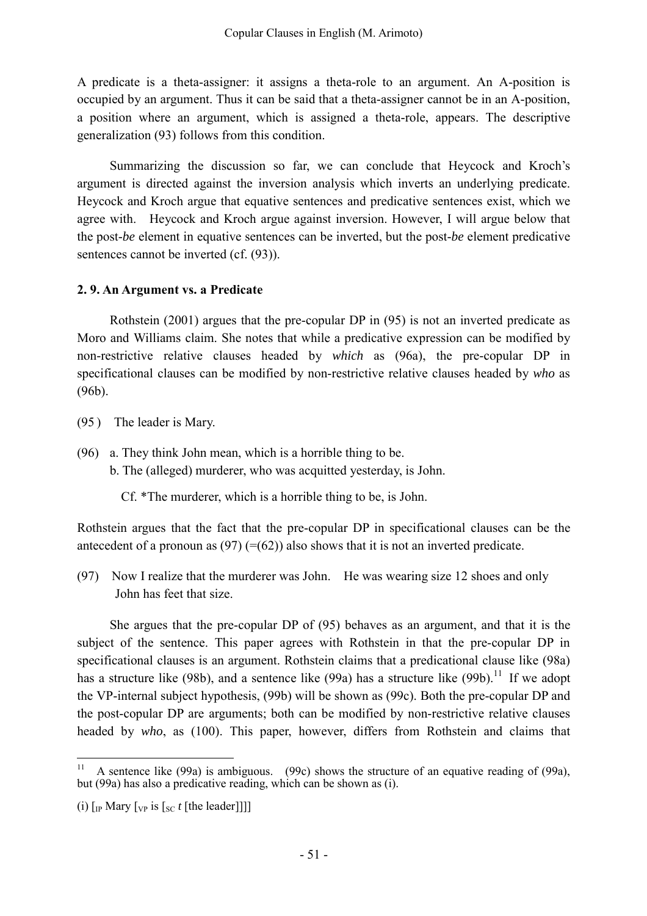A predicate is a theta-assigner: it assigns a theta-role to an argument. An A-position is occupied by an argument. Thus it can be said that a theta-assigner cannot be in an A-position, a position where an argument, which is assigned a theta-role, appears. The descriptive generalization (93) follows from this condition.

Summarizing the discussion so far, we can conclude that Heycock and Kroch's argument is directed against the inversion analysis which inverts an underlying predicate. Heycock and Kroch argue that equative sentences and predicative sentences exist, which we agree with. Heycock and Kroch argue against inversion. However, I will argue below that the post-*be* element in equative sentences can be inverted, but the post-*be* element predicative sentences cannot be inverted (cf. (93)).

## 2. 9. An Argument vs. a Predicate

Rothstein (2001) argues that the pre-copular DP in (95) is not an inverted predicate as Moro and Williams claim. She notes that while a predicative expression can be modified by non-restrictive relative clauses headed by *which* as (96a), the pre-copular DP in specificational clauses can be modified by non-restrictive relative clauses headed by *who* as (96b).

(95) The leader is Mary.

(96) a. They think John mean, which is a horrible thing to be.
b. The (alleged) murderer, who was acquitted yesterday, is John.

Cf. *The murderer, which is a horrible thing to be, is John.

Rothstein argues that the fact that the pre-copular DP in specificational clauses can be the antecedent of a pronoun as (97) (=(62)) also shows that it is not an inverted predicate.

(97) Now I realize that the murderer was John. He was wearing size 12 shoes and only John has feet that size.

She argues that the pre-copular DP of (95) behaves as an argument, and that it is the subject of the sentence. This paper agrees with Rothstein in that the pre-copular DP in specificational clauses is an argument. Rothstein claims that a predicational clause like (98a) has a structure like (98b), and a sentence like (99a) has a structure like (99b).[11] If we adopt the VP-internal subject hypothesis, (99b) will be shown as (99c). Both the pre-copular DP and the post-copular DP are arguments; both can be modified by non-restrictive relative clauses headed by *who*, as (100). This paper, however, differs from Rothstein and claims that

---

[11] A sentence like (99a) is ambiguous. (99c) shows the structure of an equative reading of (99a), but (99a) has also a predicative reading, which can be shown as (i).

(i) [$_{IP}$ Mary [$_{VP}$ is [$_{SC}$ *t* [the leader]]]]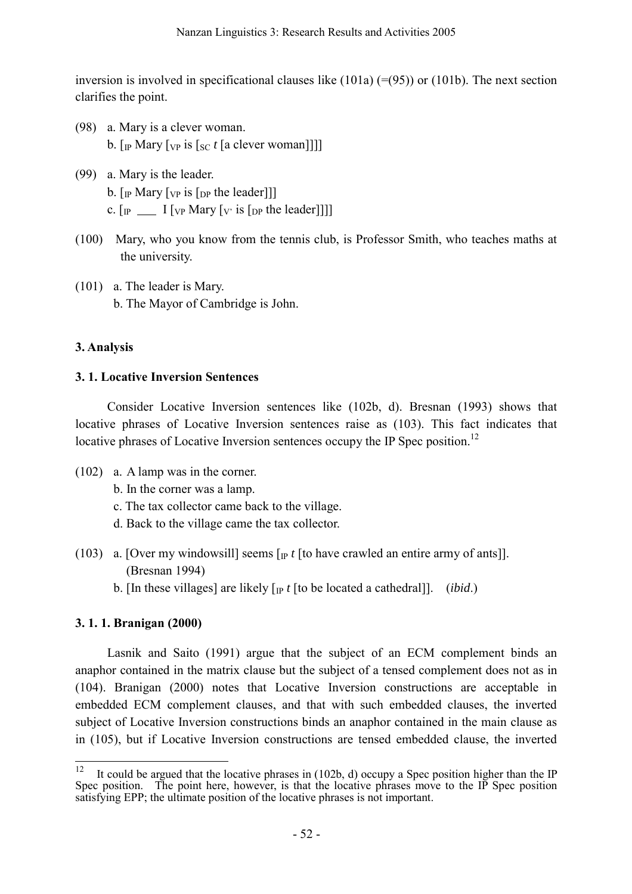inversion is involved in specificational clauses like (101a) (=(95)) or (101b). The next section clarifies the point.

(98) a. Mary is a clever woman.
b. [$_{IP}$ Mary [$_{VP}$ is [$_{SC}$ *t* [a clever woman]]]]

(99) a. Mary is the leader.
b. [$_{IP}$ Mary [$_{VP}$ is [$_{DP}$ the leader]]]
c. [$_{IP}$ ___ I [$_{VP}$ Mary [$_{V'}$ is [$_{DP}$ the leader]]]]

(100) Mary, who you know from the tennis club, is Professor Smith, who teaches maths at the university.

(101) a. The leader is Mary.
b. The Mayor of Cambridge is John.

## 3. Analysis

### 3. 1. Locative Inversion Sentences

Consider Locative Inversion sentences like (102b, d). Bresnan (1993) shows that locative phrases of Locative Inversion sentences raise as (103). This fact indicates that locative phrases of Locative Inversion sentences occupy the IP Spec position.[12]

(102) a. A lamp was in the corner.
b. In the corner was a lamp.
c. The tax collector came back to the village.
d. Back to the village came the tax collector.

(103) a. [Over my windowsill] seems [$_{IP}$ *t* [to have crawled an entire army of ants]]. (Bresnan 1994)
b. [In these villages] are likely [$_{IP}$ *t* [to be located a cathedral]]. (*ibid*.)

### 3. 1. 1. Branigan (2000)

Lasnik and Saito (1991) argue that the subject of an ECM complement binds an anaphor contained in the matrix clause but the subject of a tensed complement does not as in (104). Branigan (2000) notes that Locative Inversion constructions are acceptable in embedded ECM complement clauses, and that with such embedded clauses, the inverted subject of Locative Inversion constructions binds an anaphor contained in the main clause as in (105), but if Locative Inversion constructions are tensed embedded clause, the inverted

---

[12] It could be argued that the locative phrases in (102b, d) occupy a Spec position higher than the IP Spec position. The point here, however, is that the locative phrases move to the IP Spec position satisfying EPP; the ultimate position of the locative phrases is not important.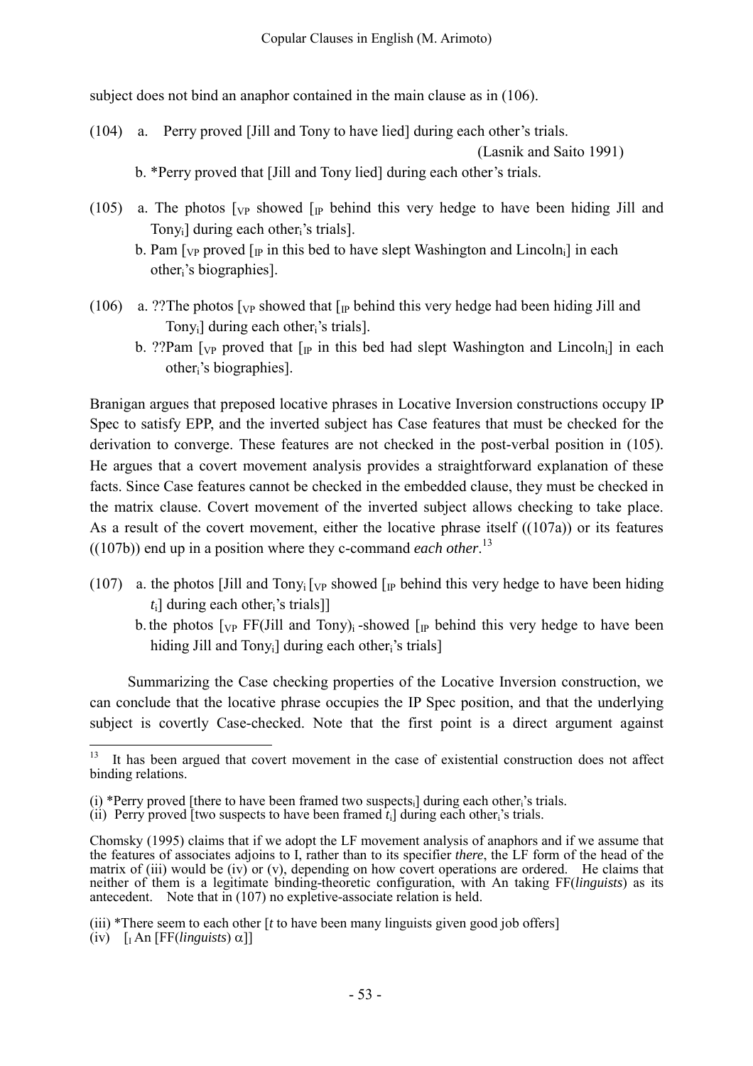subject does not bind an anaphor contained in the main clause as in (106).

(104) a. Perry proved [Jill and Tony to have lied] during each other's trials. (Lasnik and Saito 1991)

b. *Perry proved that [Jill and Tony lied] during each other's trials.

(105) a. The photos [$_{VP}$ showed [$_{IP}$ behind this very hedge to have been hiding Jill and Tony$_i$] during each other$_i$'s trials].

b. Pam [$_{VP}$ proved [$_{IP}$ in this bed to have slept Washington and Lincoln$_i$] in each other$_i$'s biographies].

(106) a. ??The photos [$_{VP}$ showed that [$_{IP}$ behind this very hedge had been hiding Jill and Tony$_i$] during each other$_i$'s trials].

b. ??Pam [$_{VP}$ proved that [$_{IP}$ in this bed had slept Washington and Lincoln$_i$] in each other$_i$'s biographies].

Branigan argues that preposed locative phrases in Locative Inversion constructions occupy IP Spec to satisfy EPP, and the inverted subject has Case features that must be checked for the derivation to converge. These features are not checked in the post-verbal position in (105). He argues that a covert movement analysis provides a straightforward explanation of these facts. Since Case features cannot be checked in the embedded clause, they must be checked in the matrix clause. Covert movement of the inverted subject allows checking to take place. As a result of the covert movement, either the locative phrase itself ((107a)) or its features ((107b)) end up in a position where they c-command *each other*.[13]

(107) a. the photos [Jill and Tony$_i$ [$_{VP}$ showed [$_{IP}$ behind this very hedge to have been hiding $t_i$] during each other$_i$'s trials]]

b. the photos [$_{VP}$ FF(Jill and Tony)$_i$ -showed [$_{IP}$ behind this very hedge to have been hiding Jill and Tony$_i$] during each other$_i$'s trials]

Summarizing the Case checking properties of the Locative Inversion construction, we can conclude that the locative phrase occupies the IP Spec position, and that the underlying subject is covertly Case-checked. Note that the first point is a direct argument against

---

[13] It has been argued that covert movement in the case of existential construction does not affect binding relations.

(i) *Perry proved [there to have been framed two suspects$_i$] during each other$_i$'s trials.
(ii) Perry proved [two suspects to have been framed $t_i$] during each other$_i$'s trials.

Chomsky (1995) claims that if we adopt the LF movement analysis of anaphors and if we assume that the features of associates adjoins to I, rather than to its specifier *there*, the LF form of the head of the matrix of (iii) would be (iv) or (v), depending on how covert operations are ordered. He claims that neither of them is a legitimate binding-theoretic configuration, with An taking FF(*linguists*) as its antecedent. Note that in (107) no expletive-associate relation is held.

(iii) *There seem to each other [*t* to have been many linguists given good job offers]
(iv) [$_I$ An [FF(*linguists*) $\alpha$]]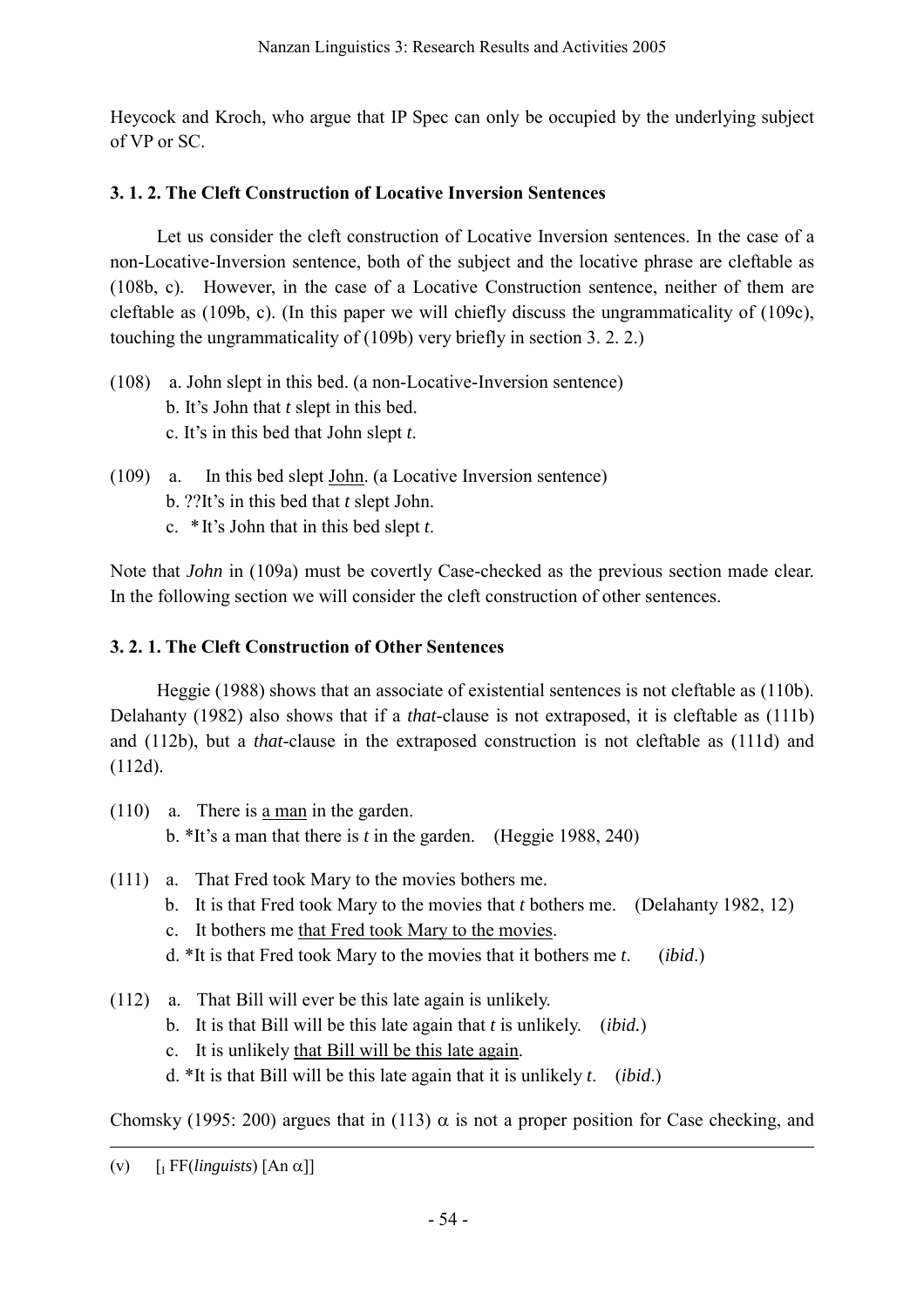Heycock and Kroch, who argue that IP Spec can only be occupied by the underlying subject of VP or SC.

### 3. 1. 2. The Cleft Construction of Locative Inversion Sentences

Let us consider the cleft construction of Locative Inversion sentences. In the case of a non-Locative-Inversion sentence, both of the subject and the locative phrase are cleftable as (108b, c). However, in the case of a Locative Construction sentence, neither of them are cleftable as (109b, c). (In this paper we will chiefly discuss the ungrammaticality of (109c), touching the ungrammaticality of (109b) very briefly in section 3. 2. 2.)

(108) a. John slept in this bed. (a non-Locative-Inversion sentence)
b. It's John that *t* slept in this bed.
c. It's in this bed that John slept *t*.

(109) a. In this bed slept John. (a Locative Inversion sentence)
b. ??It's in this bed that *t* slept John.
c. *It's John that in this bed slept *t*.

Note that *John* in (109a) must be covertly Case-checked as the previous section made clear. In the following section we will consider the cleft construction of other sentences.

### 3. 2. 1. The Cleft Construction of Other Sentences

Heggie (1988) shows that an associate of existential sentences is not cleftable as (110b). Delahanty (1982) also shows that if a *that*-clause is not extraposed, it is cleftable as (111b) and (112b), but a *that*-clause in the extraposed construction is not cleftable as (111d) and (112d).

(110) a. There is a man in the garden.
b. *It's a man that there is *t* in the garden. (Heggie 1988, 240)

(111) a. That Fred took Mary to the movies bothers me.
b. It is that Fred took Mary to the movies that *t* bothers me. (Delahanty 1982, 12)
c. It bothers me that Fred took Mary to the movies.
d. *It is that Fred took Mary to the movies that it bothers me *t*. (*ibid*.)

(112) a. That Bill will ever be this late again is unlikely.
b. It is that Bill will be this late again that *t* is unlikely. (*ibid.*)
c. It is unlikely that Bill will be this late again.
d. *It is that Bill will be this late again that it is unlikely *t*. (*ibid*.)

Chomsky (1995: 200) argues that in (113) $\alpha$ is not a proper position for Case checking, and

---

(v) $[_I$ FF(*linguists*) [An $\alpha$]]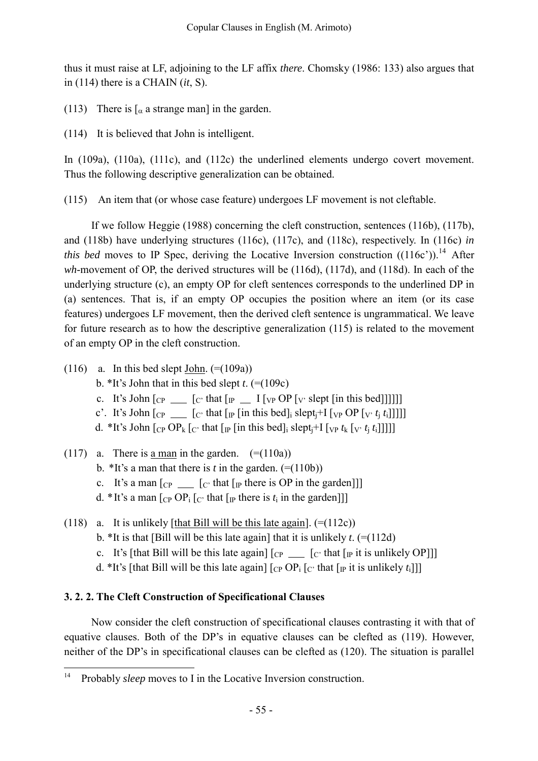thus it must raise at LF, adjoining to the LF affix *there*. Chomsky (1986: 133) also argues that in (114) there is a CHAIN (*it*, S).

(113) There is [$_{\alpha}$ a strange man] in the garden.

(114) It is believed that John is intelligent.

In (109a), (110a), (111c), and (112c) the underlined elements undergo covert movement. Thus the following descriptive generalization can be obtained.

(115) An item that (or whose case feature) undergoes LF movement is not cleftable.

If we follow Heggie (1988) concerning the cleft construction, sentences (116b), (117b), and (118b) have underlying structures (116c), (117c), and (118c), respectively. In (116c) *in this bed* moves to IP Spec, deriving the Locative Inversion construction ((116c')).[14] After *wh*-movement of OP, the derived structures will be (116d), (117d), and (118d). In each of the underlying structure (c), an empty OP for cleft sentences corresponds to the underlined DP in (a) sentences. That is, if an empty OP occupies the position where an item (or its case features) undergoes LF movement, then the derived cleft sentence is ungrammatical. We leave for future research as to how the descriptive generalization (115) is related to the movement of an empty OP in the cleft construction.

(116) a. In this bed slept <u>John</u>. (=(109a))
  b. *It's John that in this bed slept *t*. (=(109c)
  c. It's John [$_{CP}$ ___ [$_{C'}$ that [$_{IP}$ __ I [$_{VP}$ OP [$_{V'}$ slept [in this bed]]]]]]
  c'. It's John [$_{CP}$ ___ [$_{C'}$ that [$_{IP}$ [in this bed]$_i$ slept$_j$+I [$_{VP}$ OP [$_{V'}$ $t_j$ $t_i$]]]]]
  d. *It's John [$_{CP}$ OP$_k$ [$_{C'}$ that [$_{IP}$ [in this bed]$_i$ slept$_j$+I [$_{VP}$ $t_k$ [$_{V'}$ $t_j$ $t_i$]]]]]

(117) a. There is <u>a man</u> in the garden. (=(110a))
  b. *It's a man that there is *t* in the garden. (=(110b))
  c. It's a man [$_{CP}$ ___ [$_{C'}$ that [$_{IP}$ there is OP in the garden]]]
  d. *It's a man [$_{CP}$ OP$_i$ [$_{C'}$ that [$_{IP}$ there is $t_i$ in the garden]]]

(118) a. It is unlikely <u>[that Bill will be this late again]</u>. (=(112c))
  b. *It is that [Bill will be this late again] that it is unlikely *t*. (=(112d)
  c. It's [that Bill will be this late again] [$_{CP}$ ___ [$_{C'}$ that [$_{IP}$ it is unlikely OP]]]
  d. *It's [that Bill will be this late again] [$_{CP}$ OP$_i$ [$_{C'}$ that [$_{IP}$ it is unlikely $t_i$]]]

### 3. 2. 2. The Cleft Construction of Specificational Clauses

Now consider the cleft construction of specificational clauses contrasting it with that of equative clauses. Both of the DP's in equative clauses can be clefted as (119). However, neither of the DP's in specificational clauses can be clefted as (120). The situation is parallel

[14] Probably *sleep* moves to I in the Locative Inversion construction.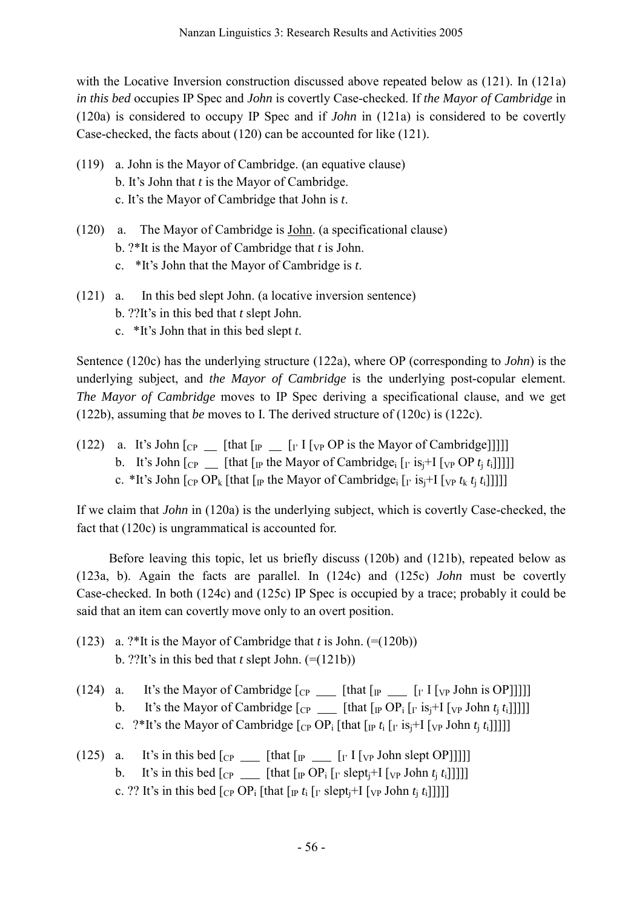with the Locative Inversion construction discussed above repeated below as (121). In (121a) *in this bed* occupies IP Spec and *John* is covertly Case-checked. If *the Mayor of Cambridge* in (120a) is considered to occupy IP Spec and if *John* in (121a) is considered to be covertly Case-checked, the facts about (120) can be accounted for like (121).

(119) a. John is the Mayor of Cambridge. (an equative clause)
b. It's John that *t* is the Mayor of Cambridge.
c. It's the Mayor of Cambridge that John is *t*.

(120) a. The Mayor of Cambridge is <u>John</u>. (a specificational clause)
b. ?*It is the Mayor of Cambridge that *t* is John.
c. *It's John that the Mayor of Cambridge is *t*.

(121) a. In this bed slept John. (a locative inversion sentence)
b. ??It's in this bed that *t* slept John.
c. *It's John that in this bed slept *t*.

Sentence (120c) has the underlying structure (122a), where OP (corresponding to *John*) is the underlying subject, and *the Mayor of Cambridge* is the underlying post-copular element. *The Mayor of Cambridge* moves to IP Spec deriving a specificational clause, and we get (122b), assuming that *be* moves to I. The derived structure of (120c) is (122c).

(122) a. It's John [$_{CP}$ __ [that [$_{IP}$ __ [$_{I'}$ I [$_{VP}$ OP is the Mayor of Cambridge]]]]]
b. It's John [$_{CP}$ __ [that [$_{IP}$ the Mayor of Cambridge$_i$ [$_{I'}$ is$_j$+I [$_{VP}$ OP $t_j$ $t_i$]]]]]
c. *It's John [$_{CP}$ OP$_k$ [that [$_{IP}$ the Mayor of Cambridge$_i$ [$_{I'}$ is$_j$+I [$_{VP}$ $t_k$ $t_j$ $t_i$]]]]]

If we claim that *John* in (120a) is the underlying subject, which is covertly Case-checked, the fact that (120c) is ungrammatical is accounted for.

Before leaving this topic, let us briefly discuss (120b) and (121b), repeated below as (123a, b). Again the facts are parallel. In (124c) and (125c) *John* must be covertly Case-checked. In both (124c) and (125c) IP Spec is occupied by a trace; probably it could be said that an item can covertly move only to an overt position.

(123) a. ?*It is the Mayor of Cambridge that *t* is John. (=(120b))
b. ??It's in this bed that *t* slept John. (=(121b))

(124) a. It's the Mayor of Cambridge [$_{CP}$ ___ [that [$_{IP}$ ___ [$_{I'}$ I [$_{VP}$ John is OP]]]]]
b. It's the Mayor of Cambridge [$_{CP}$ ___ [that [$_{IP}$ OP$_i$ [$_{I'}$ is$_j$+I [$_{VP}$ John $t_j$ $t_i$]]]]]
c. ?*It's the Mayor of Cambridge [$_{CP}$ OP$_i$ [that [$_{IP}$ $t_i$ [$_{I'}$ is$_j$+I [$_{VP}$ John $t_j$ $t_i$]]]]]

(125) a. It's in this bed [$_{CP}$ ___ [that [$_{IP}$ ___ [$_{I'}$ I [$_{VP}$ John slept OP]]]]]
b. It's in this bed [$_{CP}$ ___ [that [$_{IP}$ OP$_i$ [$_{I'}$ slept$_j$+I [$_{VP}$ John $t_j$ $t_i$]]]]]
c. ?? It's in this bed [$_{CP}$ OP$_i$ [that [$_{IP}$ $t_i$ [$_{I'}$ slept$_j$+I [$_{VP}$ John $t_j$ $t_i$]]]]]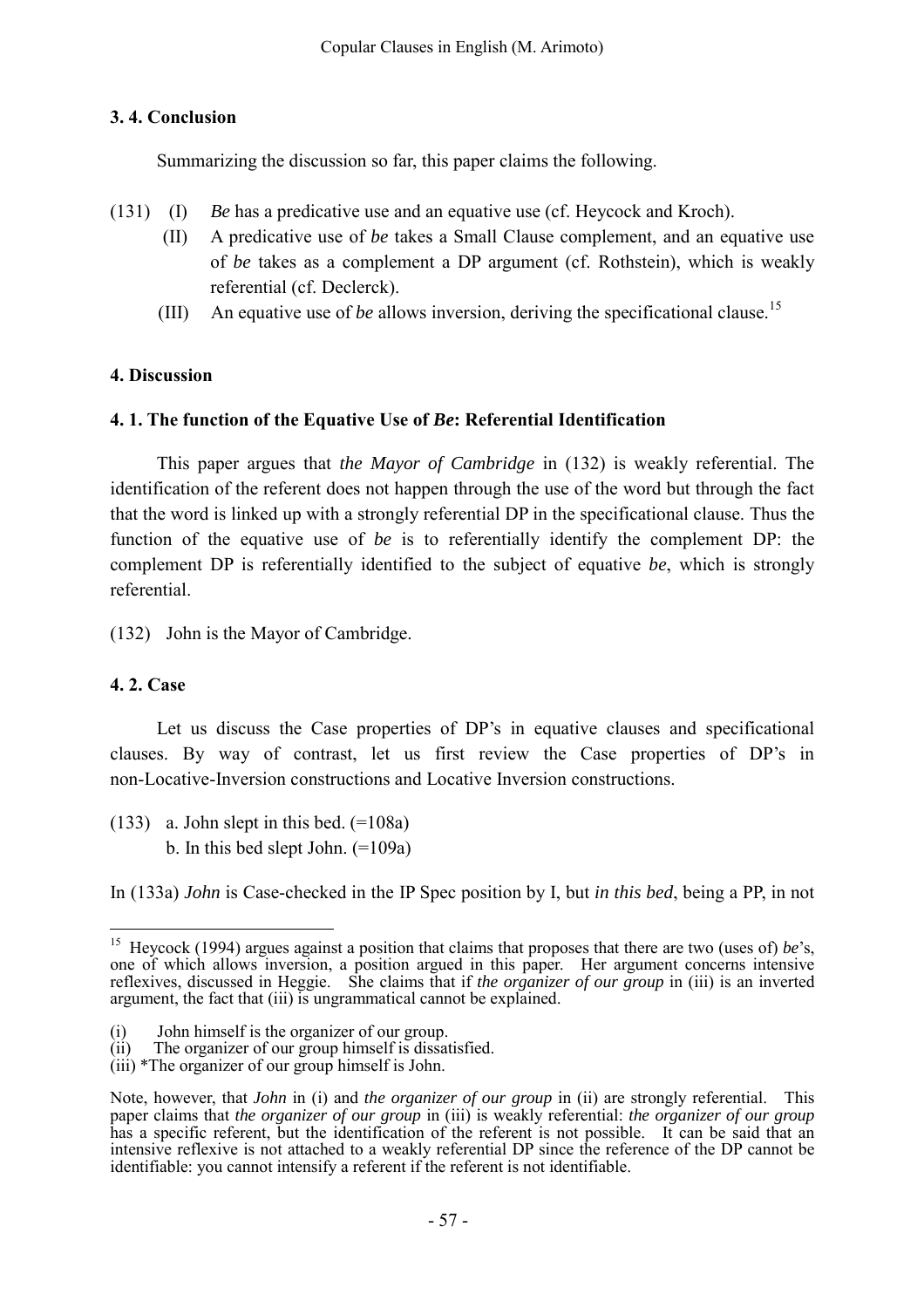### 3. 4. Conclusion

Summarizing the discussion so far, this paper claims the following.

(131) (I) *Be* has a predicative use and an equative use (cf. Heycock and Kroch).

(II) A predicative use of *be* takes a Small Clause complement, and an equative use of *be* takes as a complement a DP argument (cf. Rothstein), which is weakly referential (cf. Declerck).

(III) An equative use of *be* allows inversion, deriving the specificational clause.[15]

## 4. Discussion

### 4. 1. The function of the Equative Use of *Be*: Referential Identification

This paper argues that *the Mayor of Cambridge* in (132) is weakly referential. The identification of the referent does not happen through the use of the word but through the fact that the word is linked up with a strongly referential DP in the specificational clause. Thus the function of the equative use of *be* is to referentially identify the complement DP: the complement DP is referentially identified to the subject of equative *be*, which is strongly referential.

(132) John is the Mayor of Cambridge.

### 4. 2. Case

Let us discuss the Case properties of DP's in equative clauses and specificational clauses. By way of contrast, let us first review the Case properties of DP's in non-Locative-Inversion constructions and Locative Inversion constructions.

(133) a. John slept in this bed. (=108a)

b. In this bed slept John. (=109a)

In (133a) *John* is Case-checked in the IP Spec position by I, but *in this bed*, being a PP, in not

---

[15] Heycock (1994) argues against a position that claims that proposes that there are two (uses of) *be*'s, one of which allows inversion, a position argued in this paper. Her argument concerns intensive reflexives, discussed in Heggie. She claims that if *the organizer of our group* in (iii) is an inverted argument, the fact that (iii) is ungrammatical cannot be explained.

(i) John himself is the organizer of our group.
(ii) The organizer of our group himself is dissatisfied.
(iii) *The organizer of our group himself is John.

Note, however, that *John* in (i) and *the organizer of our group* in (ii) are strongly referential. This paper claims that *the organizer of our group* in (iii) is weakly referential: *the organizer of our group* has a specific referent, but the identification of the referent is not possible. It can be said that an intensive reflexive is not attached to a weakly referential DP since the reference of the DP cannot be identifiable: you cannot intensify a referent if the referent is not identifiable.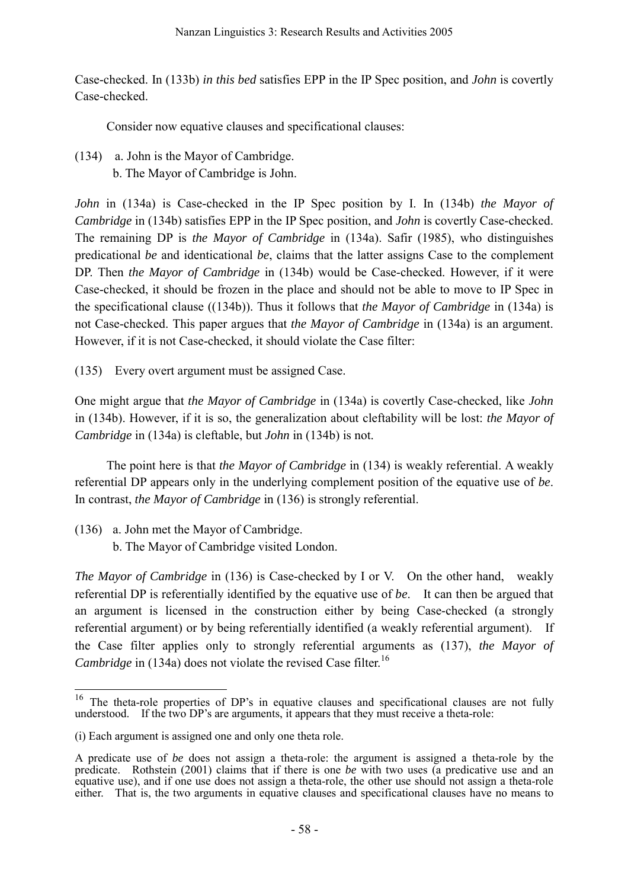Case-checked. In (133b) *in this bed* satisfies EPP in the IP Spec position, and *John* is covertly Case-checked.

Consider now equative clauses and specificational clauses:

(134) a. John is the Mayor of Cambridge.
b. The Mayor of Cambridge is John.

*John* in (134a) is Case-checked in the IP Spec position by I. In (134b) *the Mayor of Cambridge* in (134b) satisfies EPP in the IP Spec position, and *John* is covertly Case-checked. The remaining DP is *the Mayor of Cambridge* in (134a). Safir (1985), who distinguishes predicational *be* and identicational *be*, claims that the latter assigns Case to the complement DP. Then *the Mayor of Cambridge* in (134b) would be Case-checked. However, if it were Case-checked, it should be frozen in the place and should not be able to move to IP Spec in the specificational clause ((134b)). Thus it follows that *the Mayor of Cambridge* in (134a) is not Case-checked. This paper argues that *the Mayor of Cambridge* in (134a) is an argument. However, if it is not Case-checked, it should violate the Case filter:

(135) Every overt argument must be assigned Case.

One might argue that *the Mayor of Cambridge* in (134a) is covertly Case-checked, like *John* in (134b). However, if it is so, the generalization about cleftability will be lost: *the Mayor of Cambridge* in (134a) is cleftable, but *John* in (134b) is not.

The point here is that *the Mayor of Cambridge* in (134) is weakly referential. A weakly referential DP appears only in the underlying complement position of the equative use of *be*. In contrast, *the Mayor of Cambridge* in (136) is strongly referential.

(136) a. John met the Mayor of Cambridge.
b. The Mayor of Cambridge visited London.

*The Mayor of Cambridge* in (136) is Case-checked by I or V. On the other hand, weakly referential DP is referentially identified by the equative use of *be*. It can then be argued that an argument is licensed in the construction either by being Case-checked (a strongly referential argument) or by being referentially identified (a weakly referential argument). If the Case filter applies only to strongly referential arguments as (137), *the Mayor of Cambridge* in (134a) does not violate the revised Case filter.[16]

---

[16] The theta-role properties of DP's in equative clauses and specificational clauses are not fully understood. If the two DP's are arguments, it appears that they must receive a theta-role:

(i) Each argument is assigned one and only one theta role.

A predicate use of *be* does not assign a theta-role: the argument is assigned a theta-role by the predicate. Rothstein (2001) claims that if there is one *be* with two uses (a predicative use and an equative use), and if one use does not assign a theta-role, the other use should not assign a theta-role either. That is, the two arguments in equative clauses and specificational clauses have no means to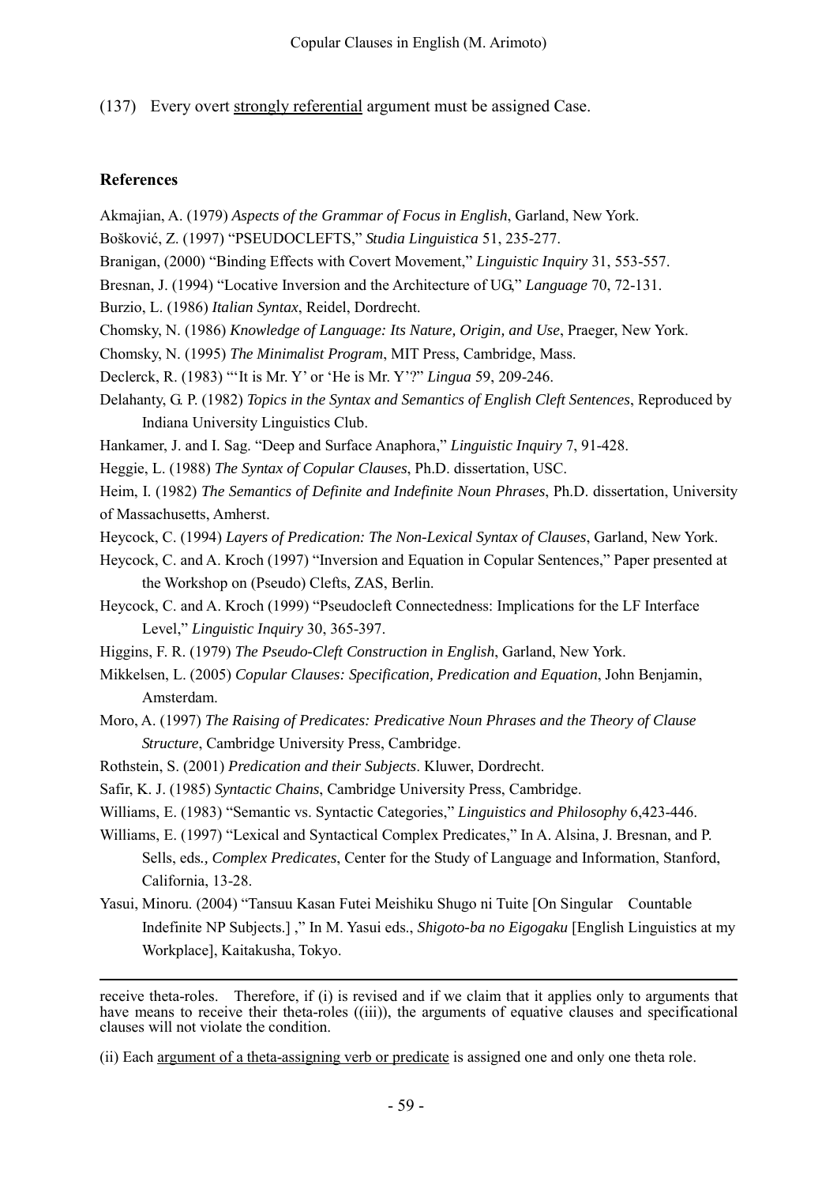(137) Every overt <u>strongly referential</u> argument must be assigned Case.

## References

Akmajian, A. (1979) *Aspects of the Grammar of Focus in English*, Garland, New York.

Bošković, Z. (1997) "PSEUDOCLEFTS," *Studia Linguistica* 51, 235-277.

Branigan, (2000) "Binding Effects with Covert Movement," *Linguistic Inquiry* 31, 553-557.

Bresnan, J. (1994) "Locative Inversion and the Architecture of UG," *Language* 70, 72-131.

Burzio, L. (1986) *Italian Syntax*, Reidel, Dordrecht.

Chomsky, N. (1986) *Knowledge of Language: Its Nature, Origin, and Use*, Praeger, New York.

Chomsky, N. (1995) *The Minimalist Program*, MIT Press, Cambridge, Mass.

Declerck, R. (1983) "'It is Mr. Y' or 'He is Mr. Y'?" *Lingua* 59, 209-246.

Delahanty, G. P. (1982) *Topics in the Syntax and Semantics of English Cleft Sentences*, Reproduced by Indiana University Linguistics Club.

Hankamer, J. and I. Sag. "Deep and Surface Anaphora," *Linguistic Inquiry* 7, 91-428.

Heggie, L. (1988) *The Syntax of Copular Clauses*, Ph.D. dissertation, USC.

Heim, I. (1982) *The Semantics of Definite and Indefinite Noun Phrases*, Ph.D. dissertation, University of Massachusetts, Amherst.

Heycock, C. (1994) *Layers of Predication: The Non-Lexical Syntax of Clauses*, Garland, New York.

Heycock, C. and A. Kroch (1997) "Inversion and Equation in Copular Sentences," Paper presented at the Workshop on (Pseudo) Clefts, ZAS, Berlin.

Heycock, C. and A. Kroch (1999) "Pseudocleft Connectedness: Implications for the LF Interface Level," *Linguistic Inquiry* 30, 365-397.

Higgins, F. R. (1979) *The Pseudo-Cleft Construction in English*, Garland, New York.

Mikkelsen, L. (2005) *Copular Clauses: Specification, Predication and Equation*, John Benjamin, Amsterdam.

Moro, A. (1997) *The Raising of Predicates: Predicative Noun Phrases and the Theory of Clause Structure*, Cambridge University Press, Cambridge.

Rothstein, S. (2001) *Predication and their Subjects*. Kluwer, Dordrecht.

Safir, K. J. (1985) *Syntactic Chains*, Cambridge University Press, Cambridge.

Williams, E. (1983) "Semantic vs. Syntactic Categories," *Linguistics and Philosophy* 6,423-446.

Williams, E. (1997) "Lexical and Syntactical Complex Predicates," In A. Alsina, J. Bresnan, and P. Sells, eds*., Complex Predicates*, Center for the Study of Language and Information, Stanford, California, 13-28.

Yasui, Minoru. (2004) "Tansuu Kasan Futei Meishiku Shugo ni Tuite [On Singular Countable Indefinite NP Subjects.] ," In M. Yasui eds., *Shigoto-ba no Eigogaku* [English Linguistics at my Workplace], Kaitakusha, Tokyo.

---

receive theta-roles. Therefore, if (i) is revised and if we claim that it applies only to arguments that have means to receive their theta-roles ((iii)), the arguments of equative clauses and specificational clauses will not violate the condition.

(ii) Each <u>argument of a theta-assigning verb or predicate</u> is assigned one and only one theta role.